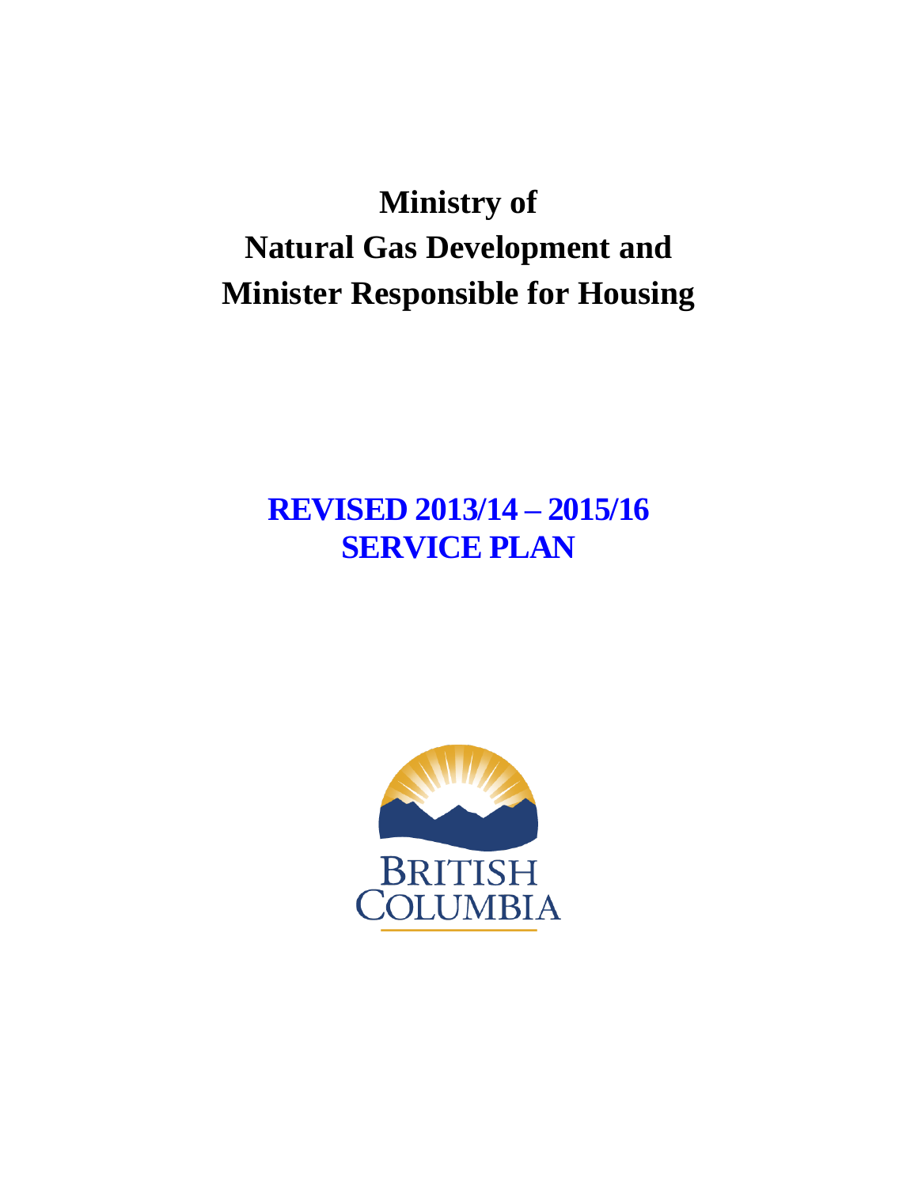# Ministry of Natural Gas Development and Minister Responsible for Housing

## REVISED 2013/14 – 2015/16 SERVICE PLAN

BRITISH COLUMBIA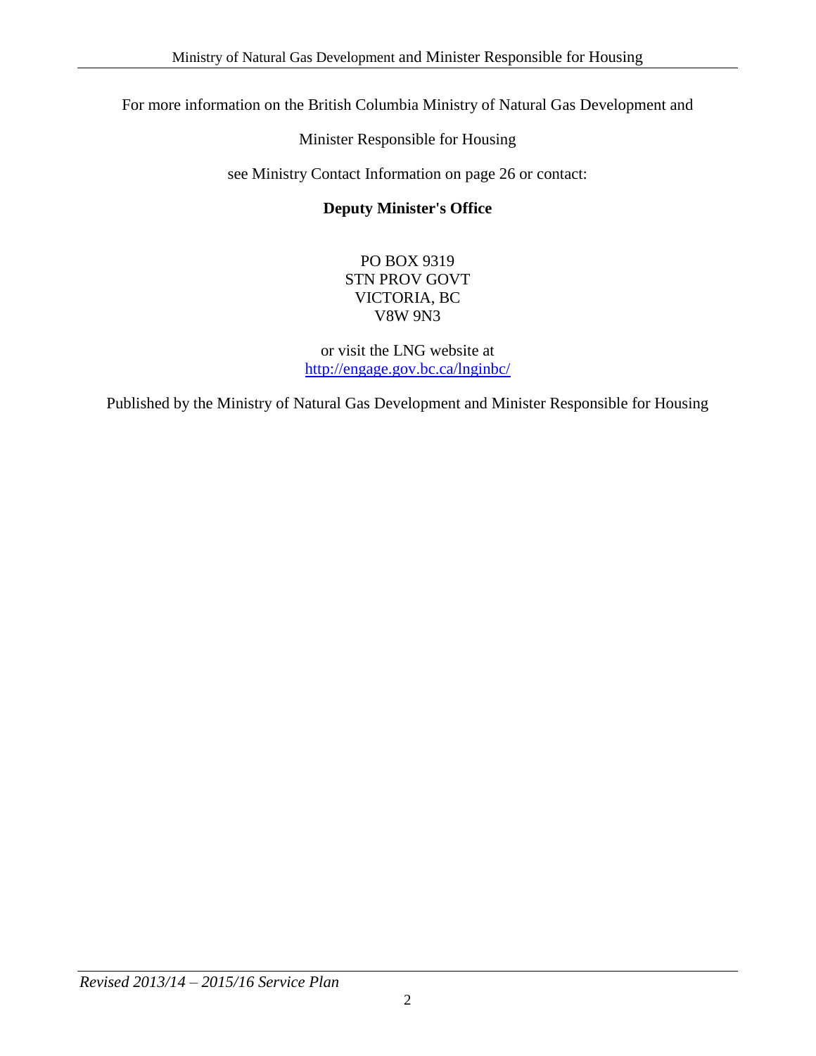For more information on the British Columbia Ministry of Natural Gas Development and

Minister Responsible for Housing

see Ministry Contact Information on page 26 or contact:

**Deputy Minister's Office**

PO BOX 9319
STN PROV GOVT
VICTORIA, BC
V8W 9N3

or visit the LNG website at
[http://engage.gov.bc.ca/lnginbc/](http://engage.gov.bc.ca/lnginbc/)

Published by the Ministry of Natural Gas Development and Minister Responsible for Housing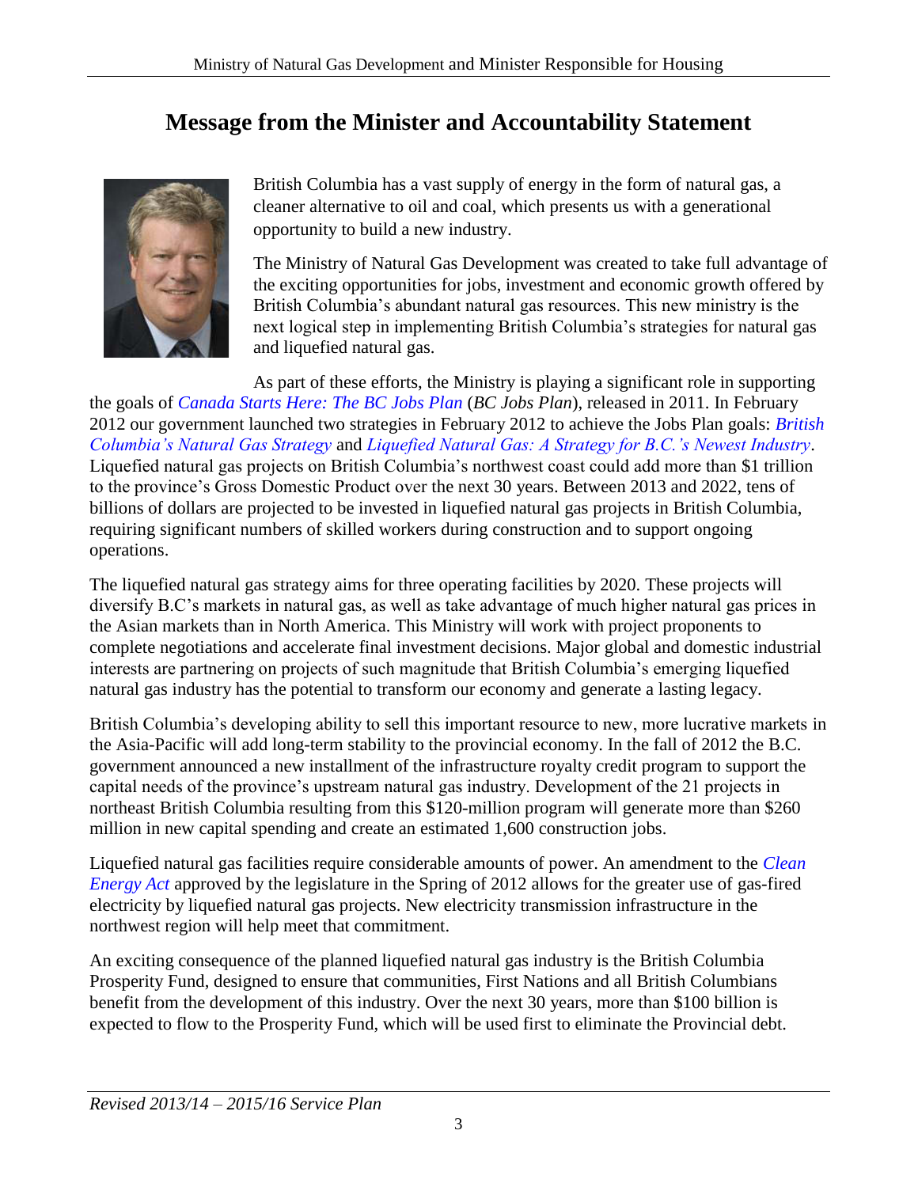# Message from the Minister and Accountability Statement

British Columbia has a vast supply of energy in the form of natural gas, a cleaner alternative to oil and coal, which presents us with a generational opportunity to build a new industry.

The Ministry of Natural Gas Development was created to take full advantage of the exciting opportunities for jobs, investment and economic growth offered by British Columbia's abundant natural gas resources. This new ministry is the next logical step in implementing British Columbia's strategies for natural gas and liquefied natural gas.

As part of these efforts, the Ministry is playing a significant role in supporting the goals of *Canada Starts Here: The BC Jobs Plan* (*BC Jobs Plan*), released in 2011. In February 2012 our government launched two strategies in February 2012 to achieve the Jobs Plan goals: *British Columbia's Natural Gas Strategy* and *Liquefied Natural Gas: A Strategy for B.C.'s Newest Industry*. Liquefied natural gas projects on British Columbia's northwest coast could add more than $1 trillion to the province's Gross Domestic Product over the next 30 years. Between 2013 and 2022, tens of billions of dollars are projected to be invested in liquefied natural gas projects in British Columbia, requiring significant numbers of skilled workers during construction and to support ongoing operations.

The liquefied natural gas strategy aims for three operating facilities by 2020. These projects will diversify B.C's markets in natural gas, as well as take advantage of much higher natural gas prices in the Asian markets than in North America. This Ministry will work with project proponents to complete negotiations and accelerate final investment decisions. Major global and domestic industrial interests are partnering on projects of such magnitude that British Columbia's emerging liquefied natural gas industry has the potential to transform our economy and generate a lasting legacy.

British Columbia's developing ability to sell this important resource to new, more lucrative markets in the Asia-Pacific will add long-term stability to the provincial economy. In the fall of 2012 the B.C. government announced a new installment of the infrastructure royalty credit program to support the capital needs of the province's upstream natural gas industry. Development of the 21 projects in northeast British Columbia resulting from this $120-million program will generate more than $260 million in new capital spending and create an estimated 1,600 construction jobs.

Liquefied natural gas facilities require considerable amounts of power. An amendment to the *Clean Energy Act* approved by the legislature in the Spring of 2012 allows for the greater use of gas-fired electricity by liquefied natural gas projects. New electricity transmission infrastructure in the northwest region will help meet that commitment.

An exciting consequence of the planned liquefied natural gas industry is the British Columbia Prosperity Fund, designed to ensure that communities, First Nations and all British Columbians benefit from the development of this industry. Over the next 30 years, more than $100 billion is expected to flow to the Prosperity Fund, which will be used first to eliminate the Provincial debt.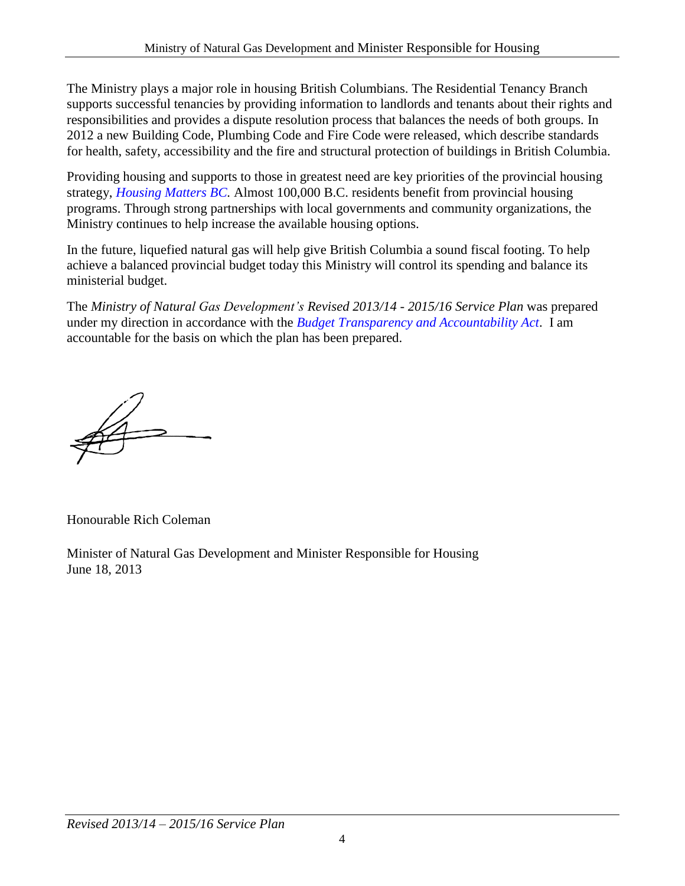The Ministry plays a major role in housing British Columbians. The Residential Tenancy Branch supports successful tenancies by providing information to landlords and tenants about their rights and responsibilities and provides a dispute resolution process that balances the needs of both groups. In 2012 a new Building Code, Plumbing Code and Fire Code were released, which describe standards for health, safety, accessibility and the fire and structural protection of buildings in British Columbia.

Providing housing and supports to those in greatest need are key priorities of the provincial housing strategy, *Housing Matters BC*. Almost 100,000 B.C. residents benefit from provincial housing programs. Through strong partnerships with local governments and community organizations, the Ministry continues to help increase the available housing options.

In the future, liquefied natural gas will help give British Columbia a sound fiscal footing. To help achieve a balanced provincial budget today this Ministry will control its spending and balance its ministerial budget.

The *Ministry of Natural Gas Development's Revised 2013/14 - 2015/16 Service Plan* was prepared under my direction in accordance with the *Budget Transparency and Accountability Act*. I am accountable for the basis on which the plan has been prepared.

Honourable Rich Coleman

Minister of Natural Gas Development and Minister Responsible for Housing
June 18, 2013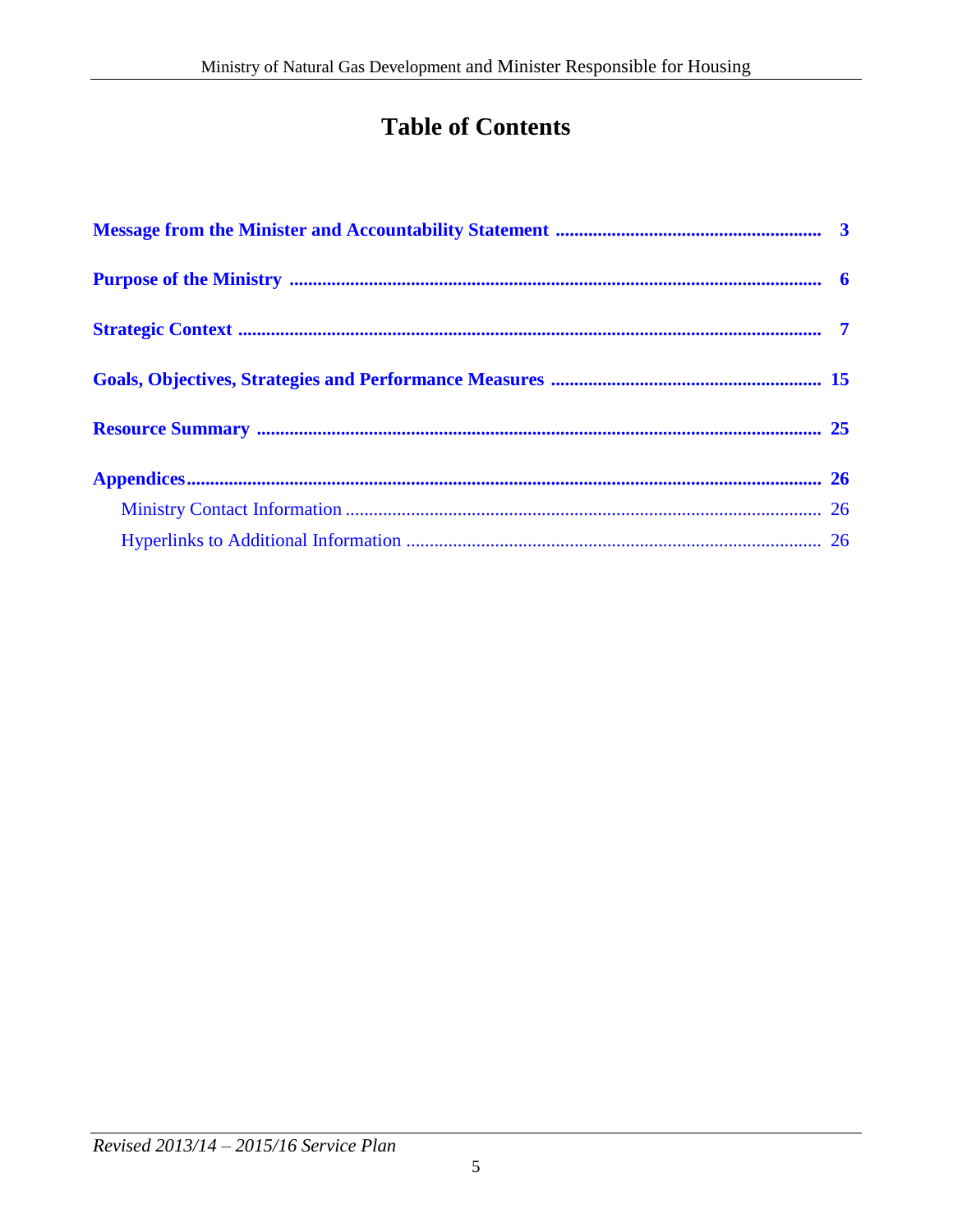# Table of Contents

**Message from the Minister and Accountability Statement** ........................................................ **3**

**Purpose of the Ministry** ................................................................................................................ **6**

**Strategic Context** .......................................................................................................................... **7**

**Goals, Objectives, Strategies and Performance Measures** ......................................................... **15**

**Resource Summary** ...................................................................................................................... **25**

**Appendices** .................................................................................................................................... **26**

- Ministry Contact Information ..................................................................................................... 26
- Hyperlinks to Additional Information ........................................................................................ 26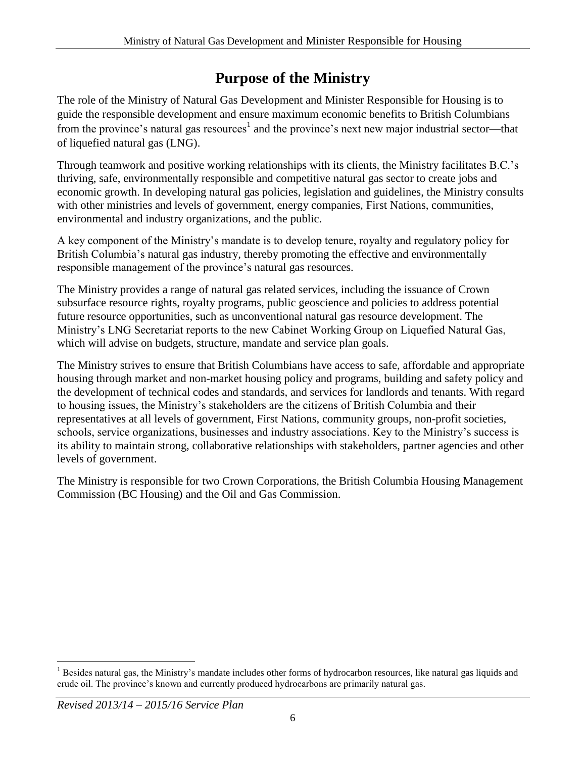# Purpose of the Ministry

The role of the Ministry of Natural Gas Development and Minister Responsible for Housing is to guide the responsible development and ensure maximum economic benefits to British Columbians from the province's natural gas resources[1] and the province's next new major industrial sector—that of liquefied natural gas (LNG).

Through teamwork and positive working relationships with its clients, the Ministry facilitates B.C.'s thriving, safe, environmentally responsible and competitive natural gas sector to create jobs and economic growth. In developing natural gas policies, legislation and guidelines, the Ministry consults with other ministries and levels of government, energy companies, First Nations, communities, environmental and industry organizations, and the public.

A key component of the Ministry's mandate is to develop tenure, royalty and regulatory policy for British Columbia's natural gas industry, thereby promoting the effective and environmentally responsible management of the province's natural gas resources.

The Ministry provides a range of natural gas related services, including the issuance of Crown subsurface resource rights, royalty programs, public geoscience and policies to address potential future resource opportunities, such as unconventional natural gas resource development. The Ministry's LNG Secretariat reports to the new Cabinet Working Group on Liquefied Natural Gas, which will advise on budgets, structure, mandate and service plan goals.

The Ministry strives to ensure that British Columbians have access to safe, affordable and appropriate housing through market and non-market housing policy and programs, building and safety policy and the development of technical codes and standards, and services for landlords and tenants. With regard to housing issues, the Ministry's stakeholders are the citizens of British Columbia and their representatives at all levels of government, First Nations, community groups, non-profit societies, schools, service organizations, businesses and industry associations. Key to the Ministry's success is its ability to maintain strong, collaborative relationships with stakeholders, partner agencies and other levels of government.

The Ministry is responsible for two Crown Corporations, the British Columbia Housing Management Commission (BC Housing) and the Oil and Gas Commission.

---

[1] Besides natural gas, the Ministry's mandate includes other forms of hydrocarbon resources, like natural gas liquids and crude oil. The province's known and currently produced hydrocarbons are primarily natural gas.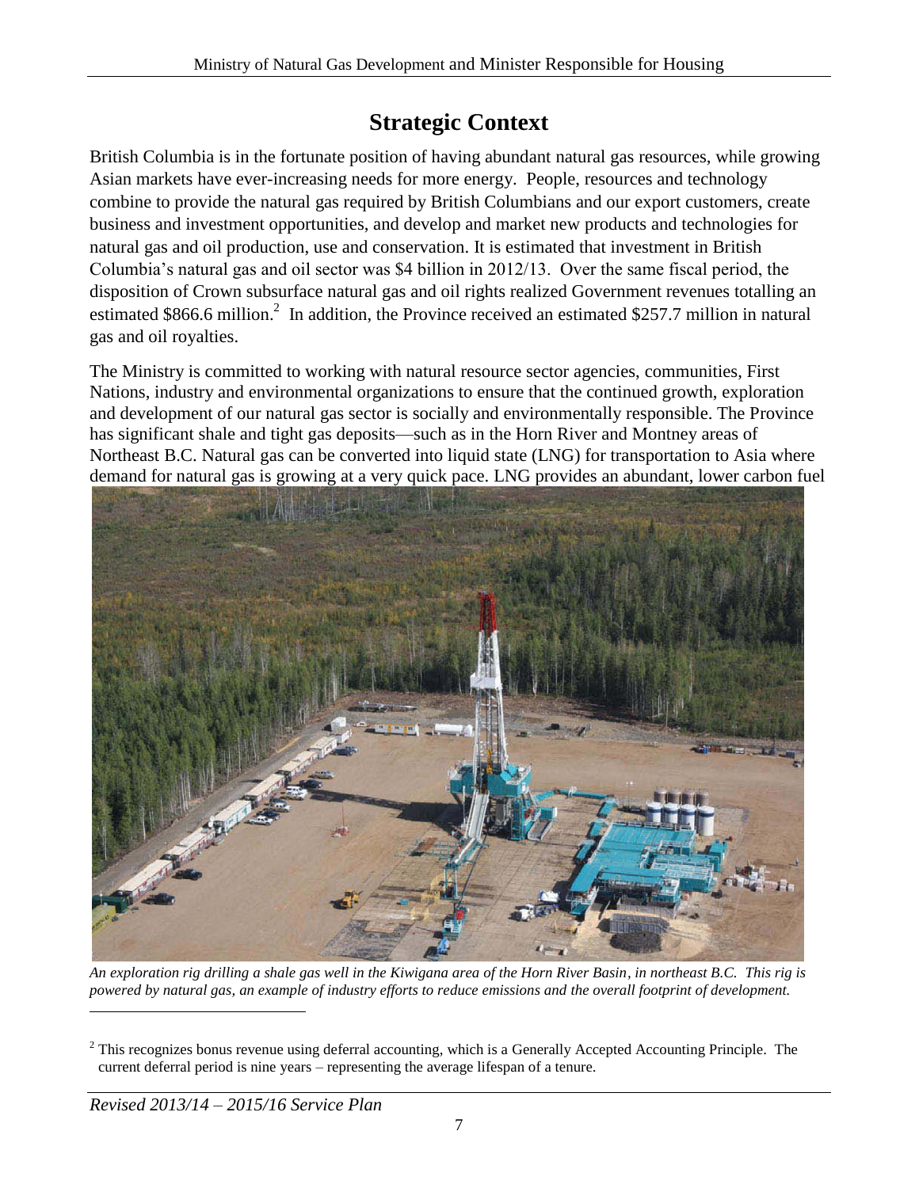# Strategic Context

British Columbia is in the fortunate position of having abundant natural gas resources, while growing Asian markets have ever-increasing needs for more energy. People, resources and technology combine to provide the natural gas required by British Columbians and our export customers, create business and investment opportunities, and develop and market new products and technologies for natural gas and oil production, use and conservation. It is estimated that investment in British Columbia's natural gas and oil sector was $4 billion in 2012/13. Over the same fiscal period, the disposition of Crown subsurface natural gas and oil rights realized Government revenues totalling an estimated $866.6 million.[2] In addition, the Province received an estimated $257.7 million in natural gas and oil royalties.

The Ministry is committed to working with natural resource sector agencies, communities, First Nations, industry and environmental organizations to ensure that the continued growth, exploration and development of our natural gas sector is socially and environmentally responsible. The Province has significant shale and tight gas deposits—such as in the Horn River and Montney areas of Northeast B.C. Natural gas can be converted into liquid state (LNG) for transportation to Asia where demand for natural gas is growing at a very quick pace. LNG provides an abundant, lower carbon fuel

*An exploration rig drilling a shale gas well in the Kiwigana area of the Horn River Basin, in northeast B.C. This rig is powered by natural gas, an example of industry efforts to reduce emissions and the overall footprint of development.*

[2] This recognizes bonus revenue using deferral accounting, which is a Generally Accepted Accounting Principle. The current deferral period is nine years – representing the average lifespan of a tenure.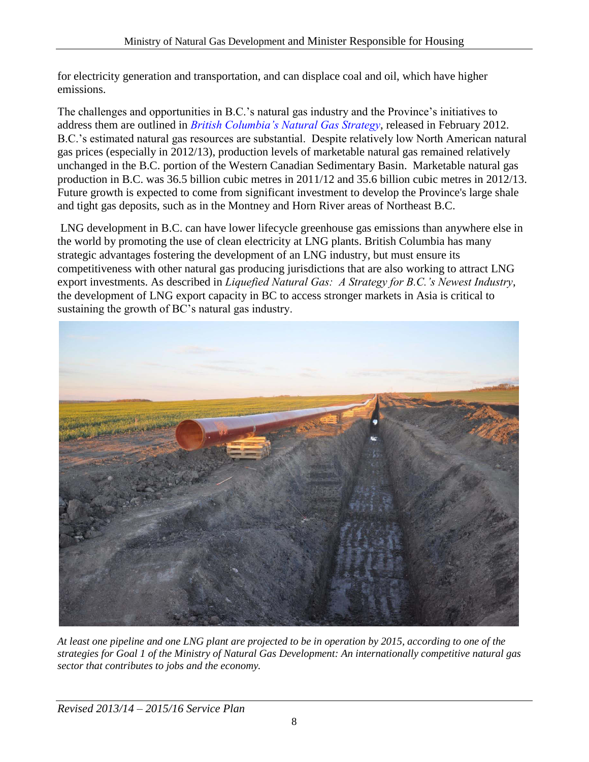for electricity generation and transportation, and can displace coal and oil, which have higher emissions.

The challenges and opportunities in B.C.'s natural gas industry and the Province's initiatives to address them are outlined in *British Columbia's Natural Gas Strategy*, released in February 2012. B.C.'s estimated natural gas resources are substantial. Despite relatively low North American natural gas prices (especially in 2012/13), production levels of marketable natural gas remained relatively unchanged in the B.C. portion of the Western Canadian Sedimentary Basin. Marketable natural gas production in B.C. was 36.5 billion cubic metres in 2011/12 and 35.6 billion cubic metres in 2012/13. Future growth is expected to come from significant investment to develop the Province's large shale and tight gas deposits, such as in the Montney and Horn River areas of Northeast B.C.

LNG development in B.C. can have lower lifecycle greenhouse gas emissions than anywhere else in the world by promoting the use of clean electricity at LNG plants. British Columbia has many strategic advantages fostering the development of an LNG industry, but must ensure its competitiveness with other natural gas producing jurisdictions that are also working to attract LNG export investments. As described in *Liquefied Natural Gas: A Strategy for B.C.'s Newest Industry*, the development of LNG export capacity in BC to access stronger markets in Asia is critical to sustaining the growth of BC's natural gas industry.

*At least one pipeline and one LNG plant are projected to be in operation by 2015, according to one of the strategies for Goal 1 of the Ministry of Natural Gas Development: An internationally competitive natural gas sector that contributes to jobs and the economy.*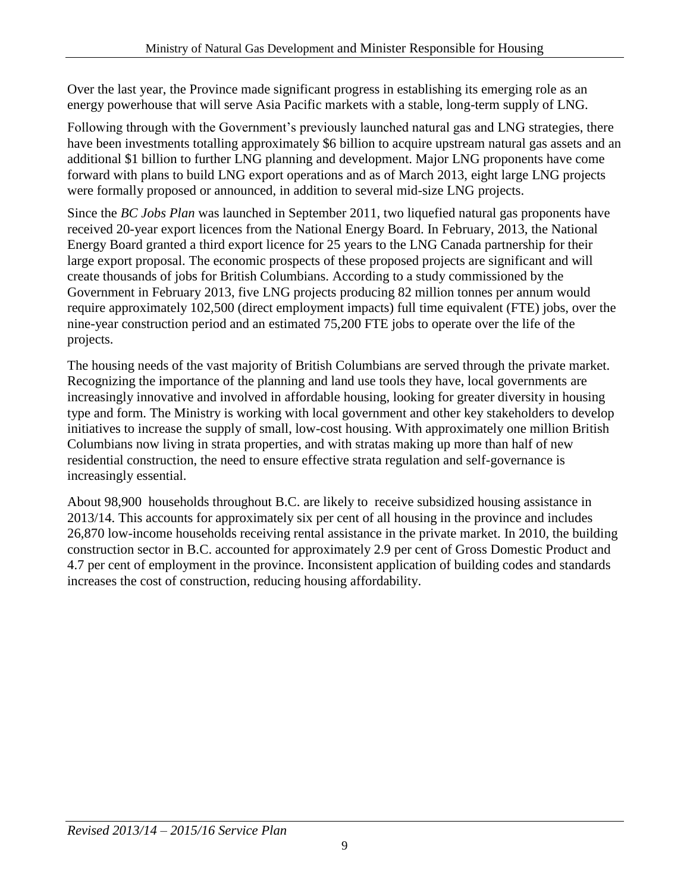Over the last year, the Province made significant progress in establishing its emerging role as an energy powerhouse that will serve Asia Pacific markets with a stable, long-term supply of LNG.

Following through with the Government's previously launched natural gas and LNG strategies, there have been investments totalling approximately $6 billion to acquire upstream natural gas assets and an additional $1 billion to further LNG planning and development. Major LNG proponents have come forward with plans to build LNG export operations and as of March 2013, eight large LNG projects were formally proposed or announced, in addition to several mid-size LNG projects.

Since the *BC Jobs Plan* was launched in September 2011, two liquefied natural gas proponents have received 20-year export licences from the National Energy Board. In February, 2013, the National Energy Board granted a third export licence for 25 years to the LNG Canada partnership for their large export proposal. The economic prospects of these proposed projects are significant and will create thousands of jobs for British Columbians. According to a study commissioned by the Government in February 2013, five LNG projects producing 82 million tonnes per annum would require approximately 102,500 (direct employment impacts) full time equivalent (FTE) jobs, over the nine-year construction period and an estimated 75,200 FTE jobs to operate over the life of the projects.

The housing needs of the vast majority of British Columbians are served through the private market. Recognizing the importance of the planning and land use tools they have, local governments are increasingly innovative and involved in affordable housing, looking for greater diversity in housing type and form. The Ministry is working with local government and other key stakeholders to develop initiatives to increase the supply of small, low-cost housing. With approximately one million British Columbians now living in strata properties, and with stratas making up more than half of new residential construction, the need to ensure effective strata regulation and self-governance is increasingly essential.

About 98,900 households throughout B.C. are likely to receive subsidized housing assistance in 2013/14. This accounts for approximately six per cent of all housing in the province and includes 26,870 low-income households receiving rental assistance in the private market. In 2010, the building construction sector in B.C. accounted for approximately 2.9 per cent of Gross Domestic Product and 4.7 per cent of employment in the province. Inconsistent application of building codes and standards increases the cost of construction, reducing housing affordability.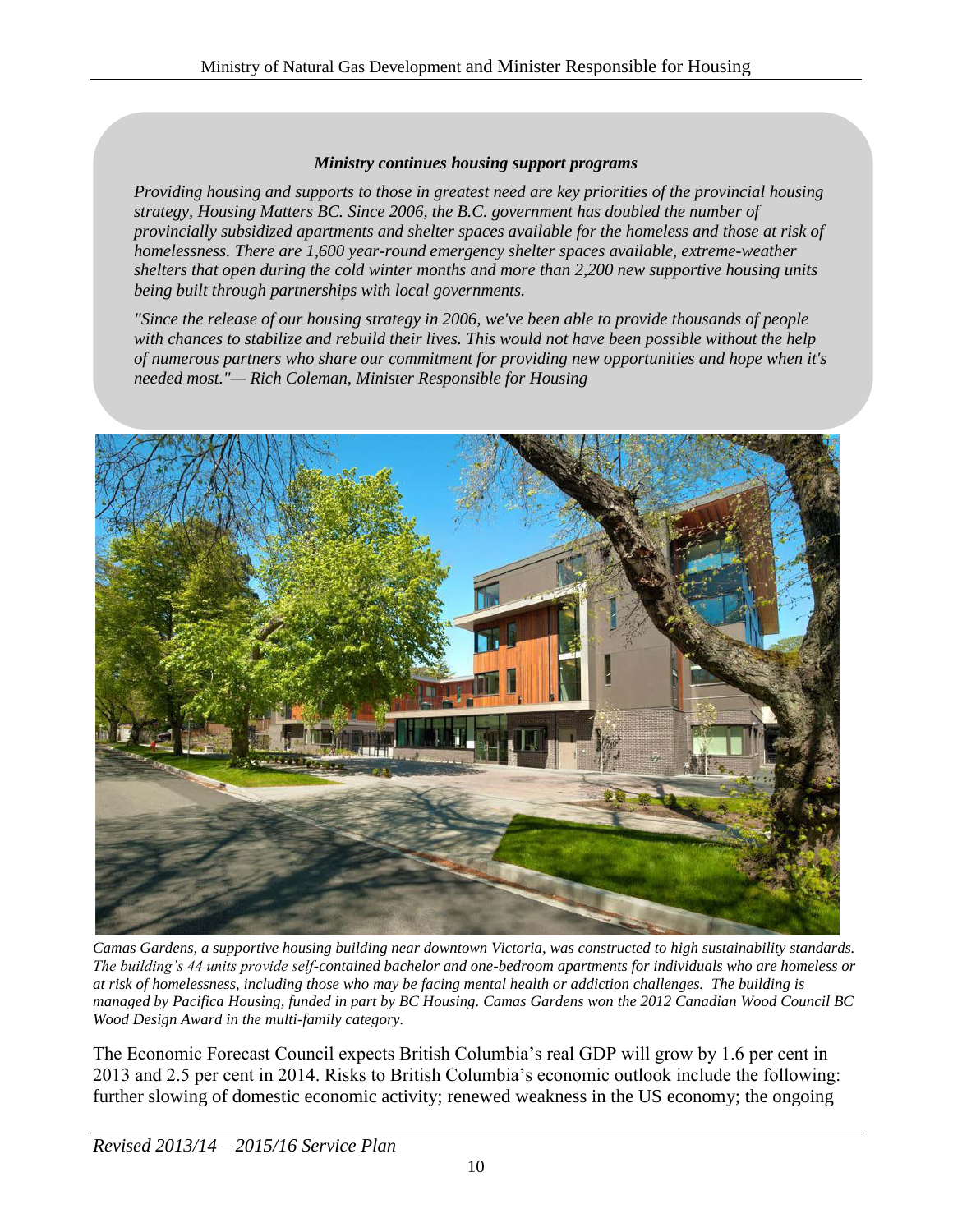***Ministry continues housing support programs***

*Providing housing and supports to those in greatest need are key priorities of the provincial housing strategy, Housing Matters BC. Since 2006, the B.C. government has doubled the number of provincially subsidized apartments and shelter spaces available for the homeless and those at risk of homelessness. There are 1,600 year-round emergency shelter spaces available, extreme-weather shelters that open during the cold winter months and more than 2,200 new supportive housing units being built through partnerships with local governments.*

*"Since the release of our housing strategy in 2006, we've been able to provide thousands of people with chances to stabilize and rebuild their lives. This would not have been possible without the help of numerous partners who share our commitment for providing new opportunities and hope when it's needed most."— Rich Coleman, Minister Responsible for Housing*

*Camas Gardens, a supportive housing building near downtown Victoria, was constructed to high sustainability standards. The building's 44 units provide self-contained bachelor and one-bedroom apartments for individuals who are homeless or at risk of homelessness, including those who may be facing mental health or addiction challenges. The building is managed by Pacifica Housing, funded in part by BC Housing. Camas Gardens won the 2012 Canadian Wood Council BC Wood Design Award in the multi-family category.*

The Economic Forecast Council expects British Columbia's real GDP will grow by 1.6 per cent in 2013 and 2.5 per cent in 2014. Risks to British Columbia's economic outlook include the following: further slowing of domestic economic activity; renewed weakness in the US economy; the ongoing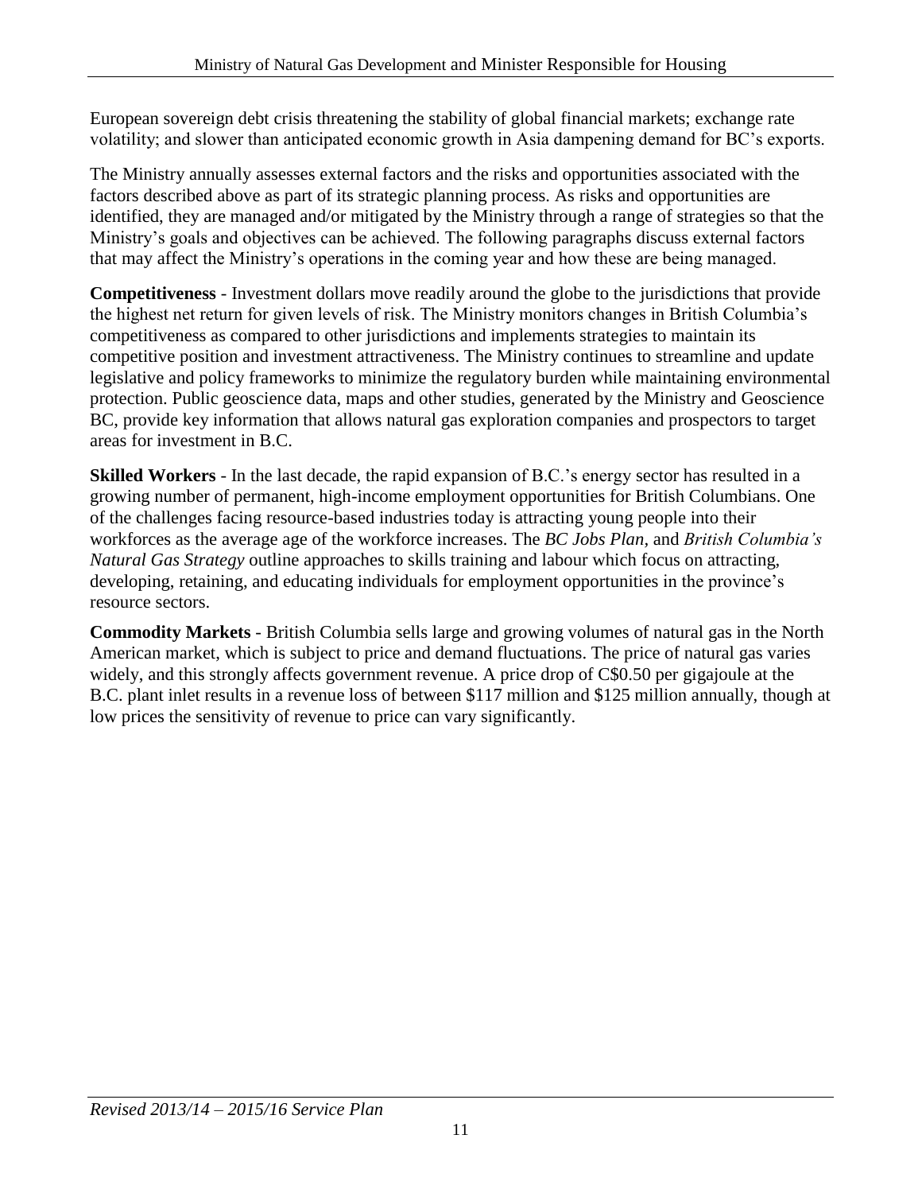European sovereign debt crisis threatening the stability of global financial markets; exchange rate volatility; and slower than anticipated economic growth in Asia dampening demand for BC's exports.

The Ministry annually assesses external factors and the risks and opportunities associated with the factors described above as part of its strategic planning process. As risks and opportunities are identified, they are managed and/or mitigated by the Ministry through a range of strategies so that the Ministry's goals and objectives can be achieved. The following paragraphs discuss external factors that may affect the Ministry's operations in the coming year and how these are being managed.

**Competitiveness** - Investment dollars move readily around the globe to the jurisdictions that provide the highest net return for given levels of risk. The Ministry monitors changes in British Columbia's competitiveness as compared to other jurisdictions and implements strategies to maintain its competitive position and investment attractiveness. The Ministry continues to streamline and update legislative and policy frameworks to minimize the regulatory burden while maintaining environmental protection. Public geoscience data, maps and other studies, generated by the Ministry and Geoscience BC, provide key information that allows natural gas exploration companies and prospectors to target areas for investment in B.C.

**Skilled Workers** - In the last decade, the rapid expansion of B.C.'s energy sector has resulted in a growing number of permanent, high-income employment opportunities for British Columbians. One of the challenges facing resource-based industries today is attracting young people into their workforces as the average age of the workforce increases. The *BC Jobs Plan*, and *British Columbia's Natural Gas Strategy* outline approaches to skills training and labour which focus on attracting, developing, retaining, and educating individuals for employment opportunities in the province's resource sectors.

**Commodity Markets** - British Columbia sells large and growing volumes of natural gas in the North American market, which is subject to price and demand fluctuations. The price of natural gas varies widely, and this strongly affects government revenue. A price drop of C$0.50 per gigajoule at the B.C. plant inlet results in a revenue loss of between $117 million and $125 million annually, though at low prices the sensitivity of revenue to price can vary significantly.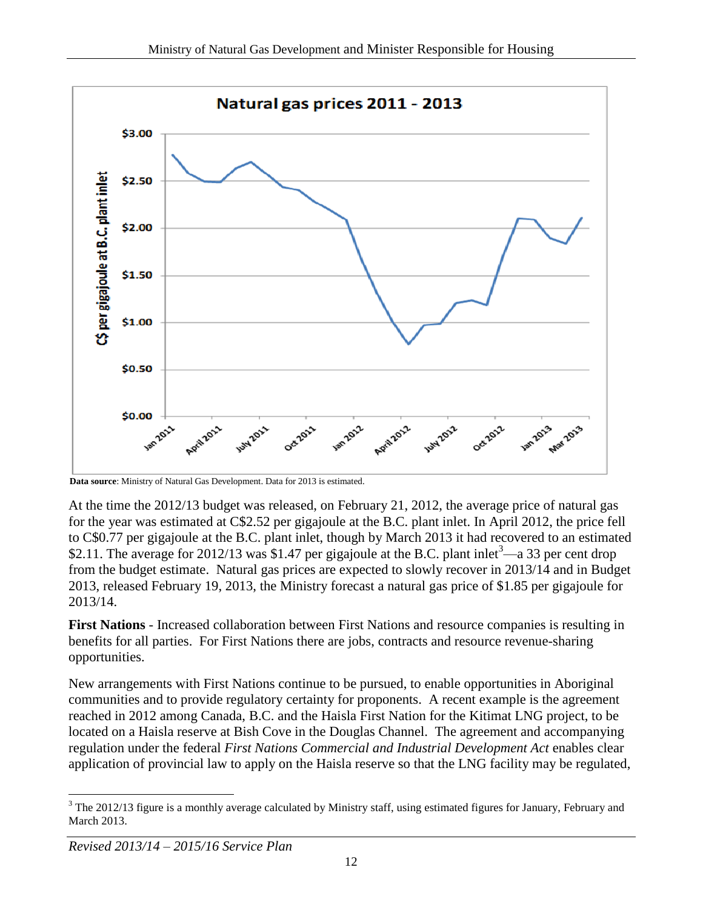**Natural gas prices 2011 - 2013**

**Data source**: Ministry of Natural Gas Development. Data for 2013 is estimated.

At the time the 2012/13 budget was released, on February 21, 2012, the average price of natural gas for the year was estimated at C$2.52 per gigajoule at the B.C. plant inlet. In April 2012, the price fell to C$0.77 per gigajoule at the B.C. plant inlet, though by March 2013 it had recovered to an estimated $2.11. The average for 2012/13 was $1.47 per gigajoule at the B.C. plant inlet[3]—a 33 per cent drop from the budget estimate. Natural gas prices are expected to slowly recover in 2013/14 and in Budget 2013, released February 19, 2013, the Ministry forecast a natural gas price of $1.85 per gigajoule for 2013/14.

**First Nations** - Increased collaboration between First Nations and resource companies is resulting in benefits for all parties. For First Nations there are jobs, contracts and resource revenue-sharing opportunities.

New arrangements with First Nations continue to be pursued, to enable opportunities in Aboriginal communities and to provide regulatory certainty for proponents. A recent example is the agreement reached in 2012 among Canada, B.C. and the Haisla First Nation for the Kitimat LNG project, to be located on a Haisla reserve at Bish Cove in the Douglas Channel. The agreement and accompanying regulation under the federal *First Nations Commercial and Industrial Development Act* enables clear application of provincial law to apply on the Haisla reserve so that the LNG facility may be regulated,

[3] The 2012/13 figure is a monthly average calculated by Ministry staff, using estimated figures for January, February and March 2013.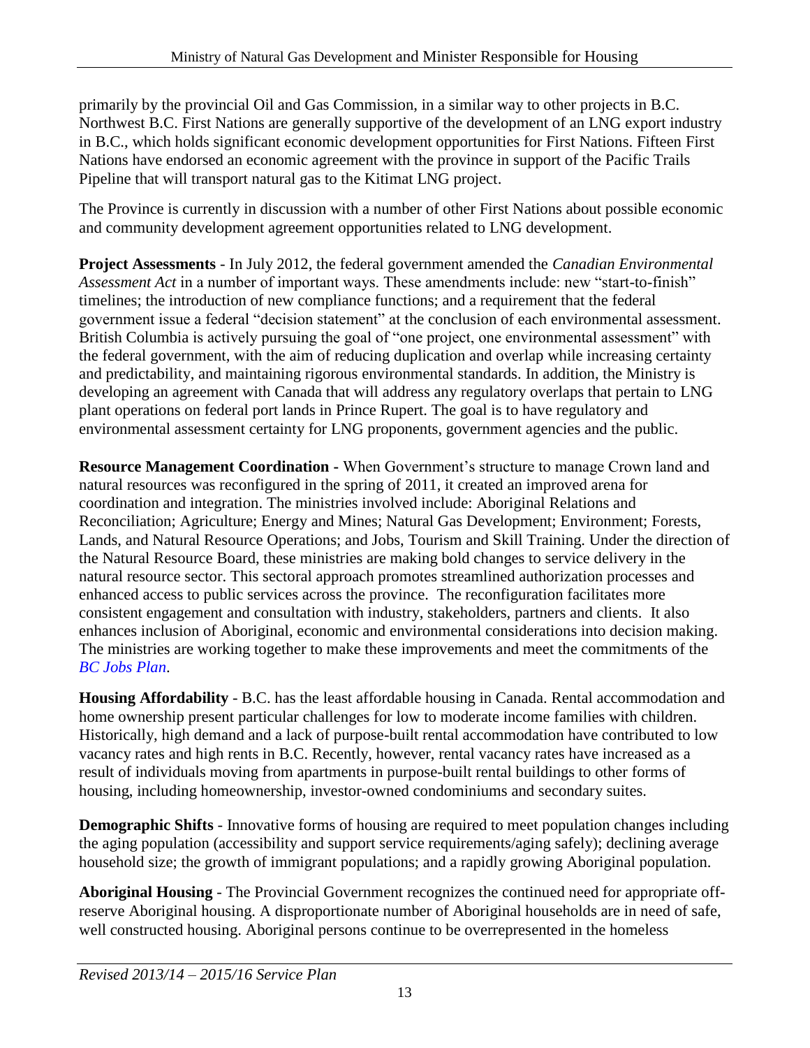primarily by the provincial Oil and Gas Commission, in a similar way to other projects in B.C. Northwest B.C. First Nations are generally supportive of the development of an LNG export industry in B.C., which holds significant economic development opportunities for First Nations. Fifteen First Nations have endorsed an economic agreement with the province in support of the Pacific Trails Pipeline that will transport natural gas to the Kitimat LNG project.

The Province is currently in discussion with a number of other First Nations about possible economic and community development agreement opportunities related to LNG development.

**Project Assessments** - In July 2012, the federal government amended the *Canadian Environmental Assessment Act* in a number of important ways. These amendments include: new "start-to-finish" timelines; the introduction of new compliance functions; and a requirement that the federal government issue a federal "decision statement" at the conclusion of each environmental assessment. British Columbia is actively pursuing the goal of "one project, one environmental assessment" with the federal government, with the aim of reducing duplication and overlap while increasing certainty and predictability, and maintaining rigorous environmental standards. In addition, the Ministry is developing an agreement with Canada that will address any regulatory overlaps that pertain to LNG plant operations on federal port lands in Prince Rupert. The goal is to have regulatory and environmental assessment certainty for LNG proponents, government agencies and the public.

**Resource Management Coordination -** When Government's structure to manage Crown land and natural resources was reconfigured in the spring of 2011, it created an improved arena for coordination and integration. The ministries involved include: Aboriginal Relations and Reconciliation; Agriculture; Energy and Mines; Natural Gas Development; Environment; Forests, Lands, and Natural Resource Operations; and Jobs, Tourism and Skill Training. Under the direction of the Natural Resource Board, these ministries are making bold changes to service delivery in the natural resource sector. This sectoral approach promotes streamlined authorization processes and enhanced access to public services across the province. The reconfiguration facilitates more consistent engagement and consultation with industry, stakeholders, partners and clients. It also enhances inclusion of Aboriginal, economic and environmental considerations into decision making. The ministries are working together to make these improvements and meet the commitments of the *BC Jobs Plan*.

**Housing Affordability** - B.C. has the least affordable housing in Canada. Rental accommodation and home ownership present particular challenges for low to moderate income families with children. Historically, high demand and a lack of purpose-built rental accommodation have contributed to low vacancy rates and high rents in B.C. Recently, however, rental vacancy rates have increased as a result of individuals moving from apartments in purpose-built rental buildings to other forms of housing, including homeownership, investor-owned condominiums and secondary suites.

**Demographic Shifts** - Innovative forms of housing are required to meet population changes including the aging population (accessibility and support service requirements/aging safely); declining average household size; the growth of immigrant populations; and a rapidly growing Aboriginal population.

**Aboriginal Housing** - The Provincial Government recognizes the continued need for appropriate off-reserve Aboriginal housing. A disproportionate number of Aboriginal households are in need of safe, well constructed housing. Aboriginal persons continue to be overrepresented in the homeless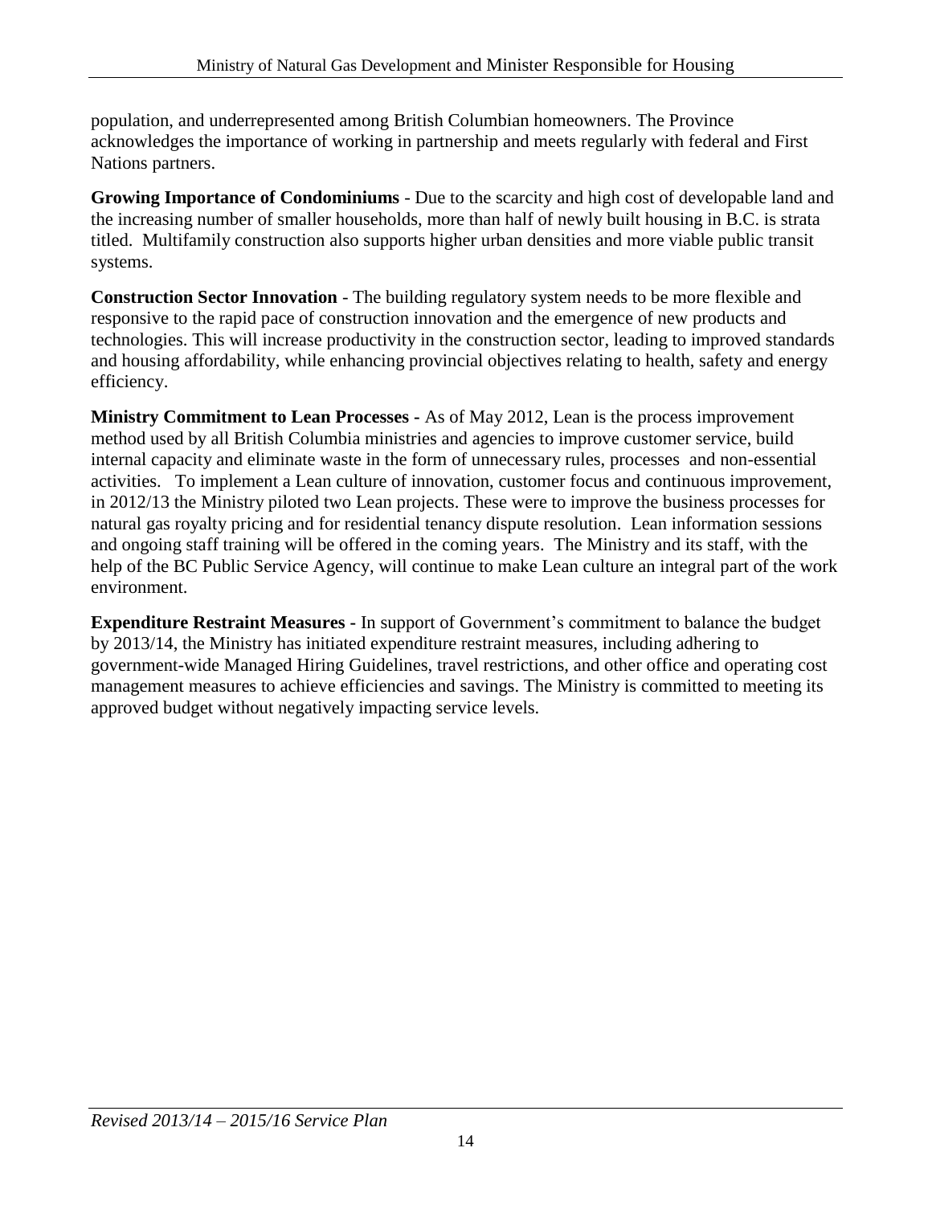population, and underrepresented among British Columbian homeowners. The Province acknowledges the importance of working in partnership and meets regularly with federal and First Nations partners.

**Growing Importance of Condominiums** - Due to the scarcity and high cost of developable land and the increasing number of smaller households, more than half of newly built housing in B.C. is strata titled. Multifamily construction also supports higher urban densities and more viable public transit systems.

**Construction Sector Innovation** - The building regulatory system needs to be more flexible and responsive to the rapid pace of construction innovation and the emergence of new products and technologies. This will increase productivity in the construction sector, leading to improved standards and housing affordability, while enhancing provincial objectives relating to health, safety and energy efficiency.

**Ministry Commitment to Lean Processes -** As of May 2012, Lean is the process improvement method used by all British Columbia ministries and agencies to improve customer service, build internal capacity and eliminate waste in the form of unnecessary rules, processes and non-essential activities. To implement a Lean culture of innovation, customer focus and continuous improvement, in 2012/13 the Ministry piloted two Lean projects. These were to improve the business processes for natural gas royalty pricing and for residential tenancy dispute resolution. Lean information sessions and ongoing staff training will be offered in the coming years. The Ministry and its staff, with the help of the BC Public Service Agency, will continue to make Lean culture an integral part of the work environment.

**Expenditure Restraint Measures -** In support of Government's commitment to balance the budget by 2013/14, the Ministry has initiated expenditure restraint measures, including adhering to government-wide Managed Hiring Guidelines, travel restrictions, and other office and operating cost management measures to achieve efficiencies and savings. The Ministry is committed to meeting its approved budget without negatively impacting service levels.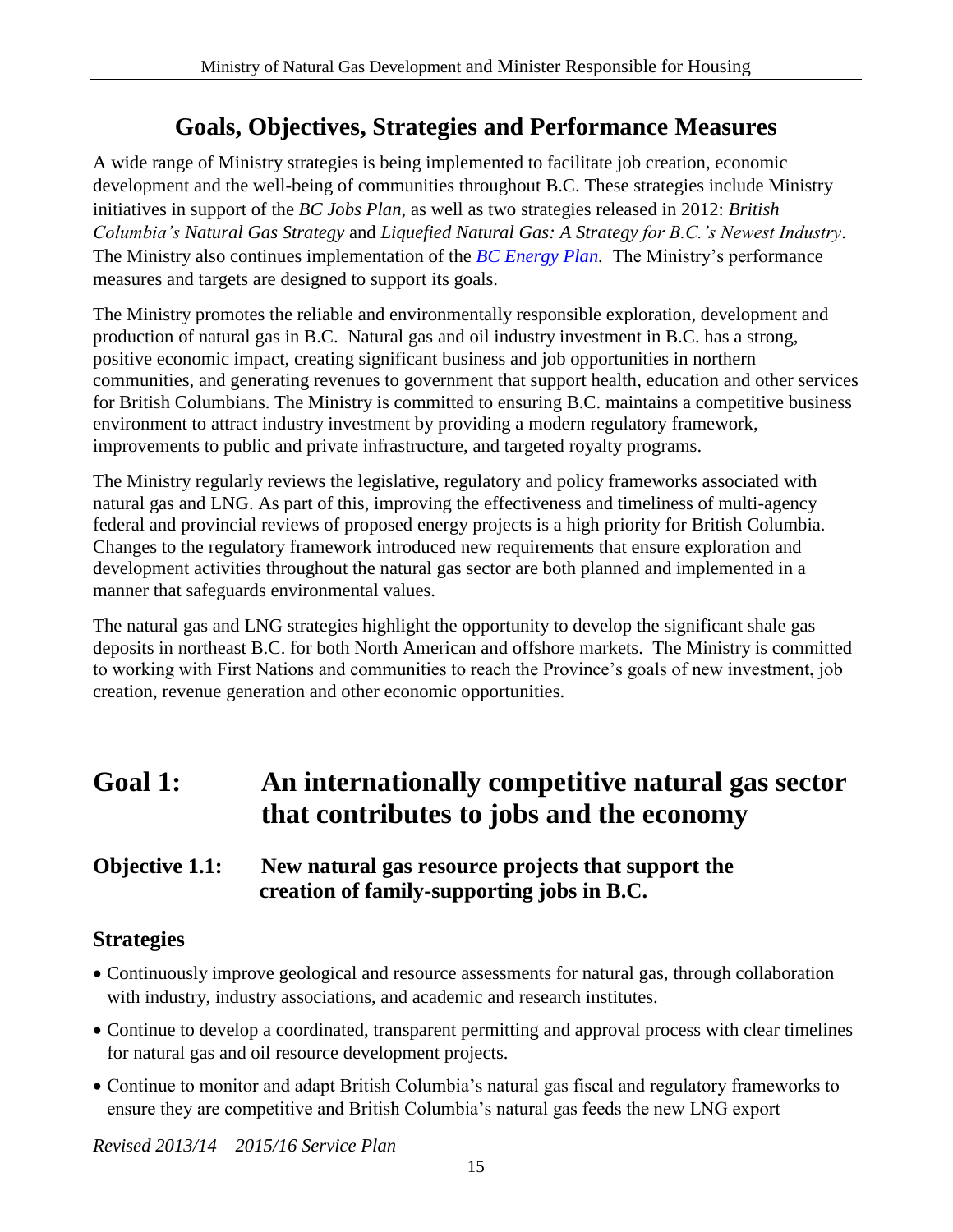# Goals, Objectives, Strategies and Performance Measures

A wide range of Ministry strategies is being implemented to facilitate job creation, economic development and the well-being of communities throughout B.C. These strategies include Ministry initiatives in support of the *BC Jobs Plan*, as well as two strategies released in 2012: *British Columbia's Natural Gas Strategy* and *Liquefied Natural Gas: A Strategy for B.C.'s Newest Industry*. The Ministry also continues implementation of the *BC Energy Plan.* The Ministry's performance measures and targets are designed to support its goals.

The Ministry promotes the reliable and environmentally responsible exploration, development and production of natural gas in B.C. Natural gas and oil industry investment in B.C. has a strong, positive economic impact, creating significant business and job opportunities in northern communities, and generating revenues to government that support health, education and other services for British Columbians. The Ministry is committed to ensuring B.C. maintains a competitive business environment to attract industry investment by providing a modern regulatory framework, improvements to public and private infrastructure, and targeted royalty programs.

The Ministry regularly reviews the legislative, regulatory and policy frameworks associated with natural gas and LNG. As part of this, improving the effectiveness and timeliness of multi-agency federal and provincial reviews of proposed energy projects is a high priority for British Columbia. Changes to the regulatory framework introduced new requirements that ensure exploration and development activities throughout the natural gas sector are both planned and implemented in a manner that safeguards environmental values.

The natural gas and LNG strategies highlight the opportunity to develop the significant shale gas deposits in northeast B.C. for both North American and offshore markets. The Ministry is committed to working with First Nations and communities to reach the Province's goals of new investment, job creation, revenue generation and other economic opportunities.

## Goal 1: An internationally competitive natural gas sector that contributes to jobs and the economy

### Objective 1.1: New natural gas resource projects that support the creation of family-supporting jobs in B.C.

### Strategies

- Continuously improve geological and resource assessments for natural gas, through collaboration with industry, industry associations, and academic and research institutes.
- Continue to develop a coordinated, transparent permitting and approval process with clear timelines for natural gas and oil resource development projects.
- Continue to monitor and adapt British Columbia's natural gas fiscal and regulatory frameworks to ensure they are competitive and British Columbia's natural gas feeds the new LNG export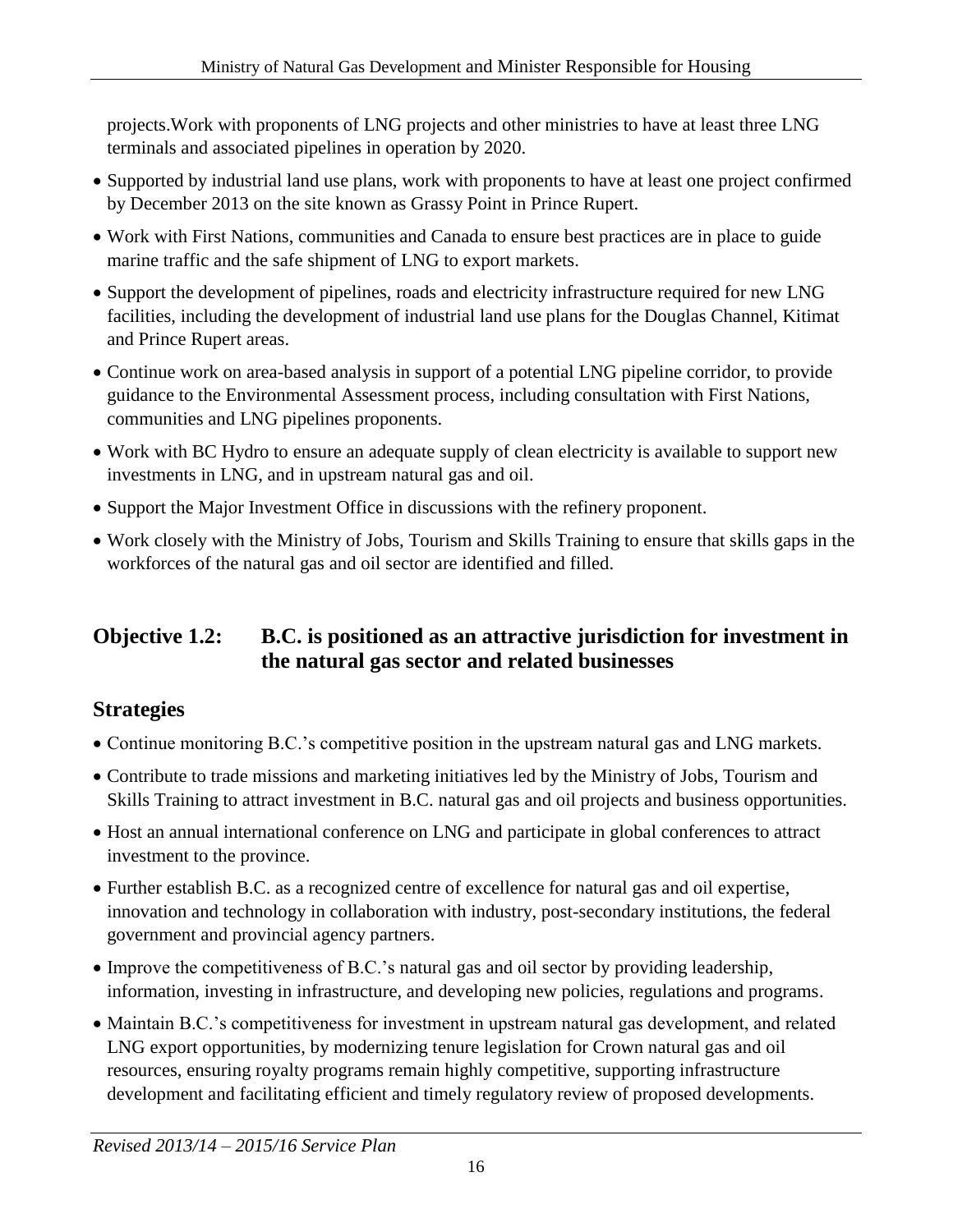projects.Work with proponents of LNG projects and other ministries to have at least three LNG terminals and associated pipelines in operation by 2020.

- Supported by industrial land use plans, work with proponents to have at least one project confirmed by December 2013 on the site known as Grassy Point in Prince Rupert.
- Work with First Nations, communities and Canada to ensure best practices are in place to guide marine traffic and the safe shipment of LNG to export markets.
- Support the development of pipelines, roads and electricity infrastructure required for new LNG facilities, including the development of industrial land use plans for the Douglas Channel, Kitimat and Prince Rupert areas.
- Continue work on area-based analysis in support of a potential LNG pipeline corridor, to provide guidance to the Environmental Assessment process, including consultation with First Nations, communities and LNG pipelines proponents.
- Work with BC Hydro to ensure an adequate supply of clean electricity is available to support new investments in LNG, and in upstream natural gas and oil.
- Support the Major Investment Office in discussions with the refinery proponent.
- Work closely with the Ministry of Jobs, Tourism and Skills Training to ensure that skills gaps in the workforces of the natural gas and oil sector are identified and filled.

## Objective 1.2: B.C. is positioned as an attractive jurisdiction for investment in the natural gas sector and related businesses

### Strategies

- Continue monitoring B.C.'s competitive position in the upstream natural gas and LNG markets.
- Contribute to trade missions and marketing initiatives led by the Ministry of Jobs, Tourism and Skills Training to attract investment in B.C. natural gas and oil projects and business opportunities.
- Host an annual international conference on LNG and participate in global conferences to attract investment to the province.
- Further establish B.C. as a recognized centre of excellence for natural gas and oil expertise, innovation and technology in collaboration with industry, post-secondary institutions, the federal government and provincial agency partners.
- Improve the competitiveness of B.C.'s natural gas and oil sector by providing leadership, information, investing in infrastructure, and developing new policies, regulations and programs.
- Maintain B.C.'s competitiveness for investment in upstream natural gas development, and related LNG export opportunities, by modernizing tenure legislation for Crown natural gas and oil resources, ensuring royalty programs remain highly competitive, supporting infrastructure development and facilitating efficient and timely regulatory review of proposed developments.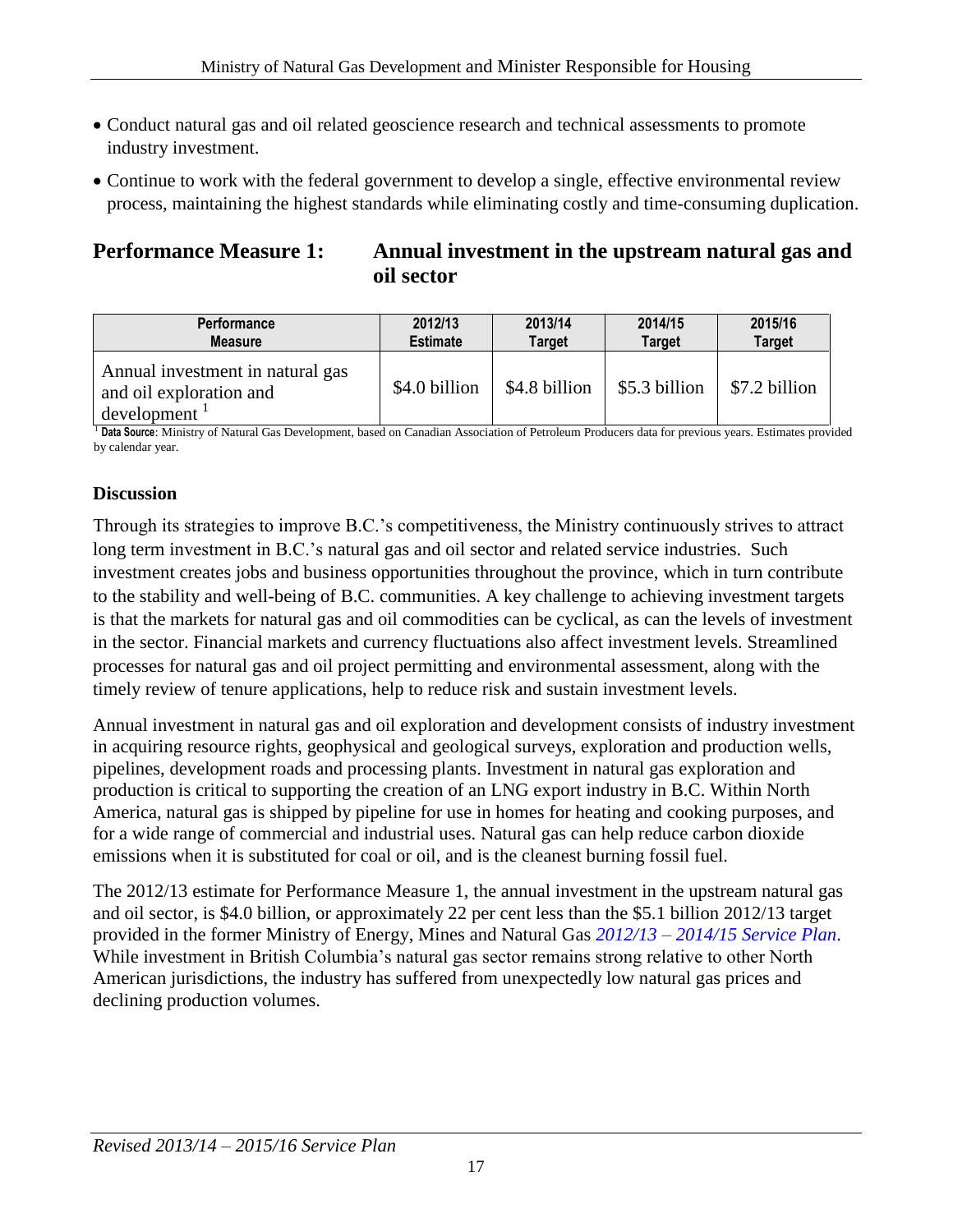- Conduct natural gas and oil related geoscience research and technical assessments to promote industry investment.
- Continue to work with the federal government to develop a single, effective environmental review process, maintaining the highest standards while eliminating costly and time-consuming duplication.

## Performance Measure 1: Annual investment in the upstream natural gas and oil sector

| Performance Measure | 2012/13 Estimate | 2013/14 Target | 2014/15 Target | 2015/16 Target |
|---|---|---|---|---|
| Annual investment in natural gas and oil exploration and development [1] | $4.0 billion | $4.8 billion | $5.3 billion | $7.2 billion |

[1] **Data Source**: Ministry of Natural Gas Development, based on Canadian Association of Petroleum Producers data for previous years. Estimates provided by calendar year.

### Discussion

Through its strategies to improve B.C.'s competitiveness, the Ministry continuously strives to attract long term investment in B.C.'s natural gas and oil sector and related service industries. Such investment creates jobs and business opportunities throughout the province, which in turn contribute to the stability and well-being of B.C. communities. A key challenge to achieving investment targets is that the markets for natural gas and oil commodities can be cyclical, as can the levels of investment in the sector. Financial markets and currency fluctuations also affect investment levels. Streamlined processes for natural gas and oil project permitting and environmental assessment, along with the timely review of tenure applications, help to reduce risk and sustain investment levels.

Annual investment in natural gas and oil exploration and development consists of industry investment in acquiring resource rights, geophysical and geological surveys, exploration and production wells, pipelines, development roads and processing plants. Investment in natural gas exploration and production is critical to supporting the creation of an LNG export industry in B.C. Within North America, natural gas is shipped by pipeline for use in homes for heating and cooking purposes, and for a wide range of commercial and industrial uses. Natural gas can help reduce carbon dioxide emissions when it is substituted for coal or oil, and is the cleanest burning fossil fuel.

The 2012/13 estimate for Performance Measure 1, the annual investment in the upstream natural gas and oil sector, is $4.0 billion, or approximately 22 per cent less than the $5.1 billion 2012/13 target provided in the former Ministry of Energy, Mines and Natural Gas *2012/13 – 2014/15 Service Plan*. While investment in British Columbia's natural gas sector remains strong relative to other North American jurisdictions, the industry has suffered from unexpectedly low natural gas prices and declining production volumes.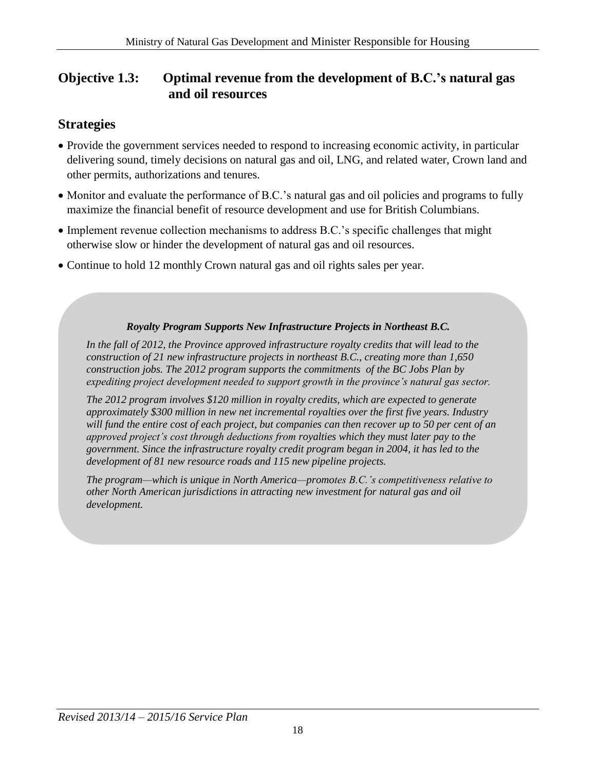## Objective 1.3: Optimal revenue from the development of B.C.'s natural gas and oil resources

### Strategies

- Provide the government services needed to respond to increasing economic activity, in particular delivering sound, timely decisions on natural gas and oil, LNG, and related water, Crown land and other permits, authorizations and tenures.
- Monitor and evaluate the performance of B.C.'s natural gas and oil policies and programs to fully maximize the financial benefit of resource development and use for British Columbians.
- Implement revenue collection mechanisms to address B.C.'s specific challenges that might otherwise slow or hinder the development of natural gas and oil resources.
- Continue to hold 12 monthly Crown natural gas and oil rights sales per year.

***Royalty Program Supports New Infrastructure Projects in Northeast B.C.***

*In the fall of 2012, the Province approved infrastructure royalty credits that will lead to the construction of 21 new infrastructure projects in northeast B.C., creating more than 1,650 construction jobs. The 2012 program supports the commitments of the BC Jobs Plan by expediting project development needed to support growth in the province's natural gas sector.*

*The 2012 program involves $120 million in royalty credits, which are expected to generate approximately $300 million in new net incremental royalties over the first five years. Industry will fund the entire cost of each project, but companies can then recover up to 50 per cent of an approved project's cost through deductions from royalties which they must later pay to the government. Since the infrastructure royalty credit program began in 2004, it has led to the development of 81 new resource roads and 115 new pipeline projects.*

*The program—which is unique in North America—promotes B.C.'s competitiveness relative to other North American jurisdictions in attracting new investment for natural gas and oil development.*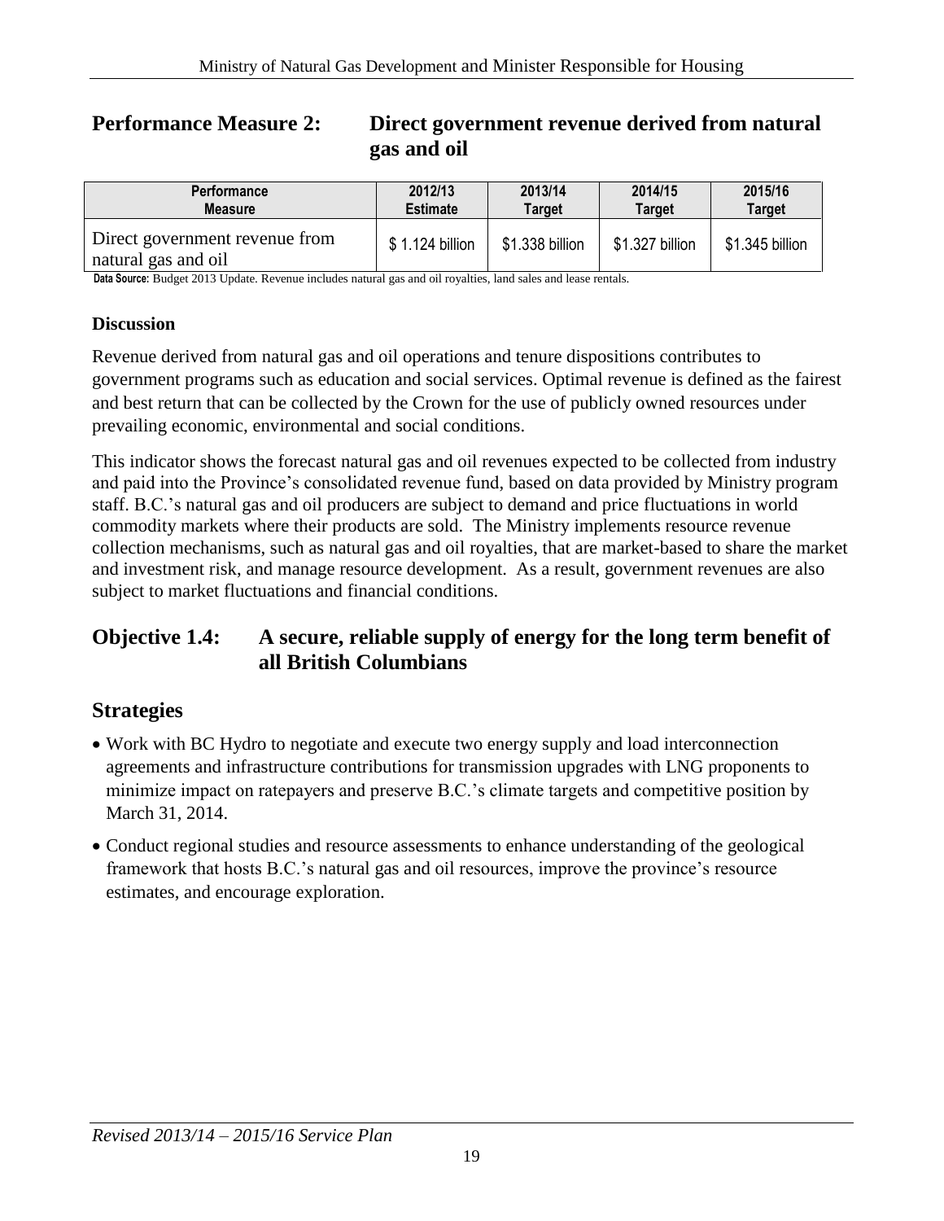## Performance Measure 2: Direct government revenue derived from natural gas and oil

| Performance Measure | 2012/13 Estimate | 2013/14 Target | 2014/15 Target | 2015/16 Target |
|---|---|---|---|---|
| Direct government revenue from natural gas and oil | $ 1.124 billion | $1.338 billion | $1.327 billion | $1.345 billion |

**Data Source:** Budget 2013 Update. Revenue includes natural gas and oil royalties, land sales and lease rentals.

### Discussion

Revenue derived from natural gas and oil operations and tenure dispositions contributes to government programs such as education and social services. Optimal revenue is defined as the fairest and best return that can be collected by the Crown for the use of publicly owned resources under prevailing economic, environmental and social conditions.

This indicator shows the forecast natural gas and oil revenues expected to be collected from industry and paid into the Province's consolidated revenue fund, based on data provided by Ministry program staff. B.C.'s natural gas and oil producers are subject to demand and price fluctuations in world commodity markets where their products are sold. The Ministry implements resource revenue collection mechanisms, such as natural gas and oil royalties, that are market-based to share the market and investment risk, and manage resource development. As a result, government revenues are also subject to market fluctuations and financial conditions.

## Objective 1.4: A secure, reliable supply of energy for the long term benefit of all British Columbians

## Strategies

- Work with BC Hydro to negotiate and execute two energy supply and load interconnection agreements and infrastructure contributions for transmission upgrades with LNG proponents to minimize impact on ratepayers and preserve B.C.'s climate targets and competitive position by March 31, 2014.
- Conduct regional studies and resource assessments to enhance understanding of the geological framework that hosts B.C.'s natural gas and oil resources, improve the province's resource estimates, and encourage exploration.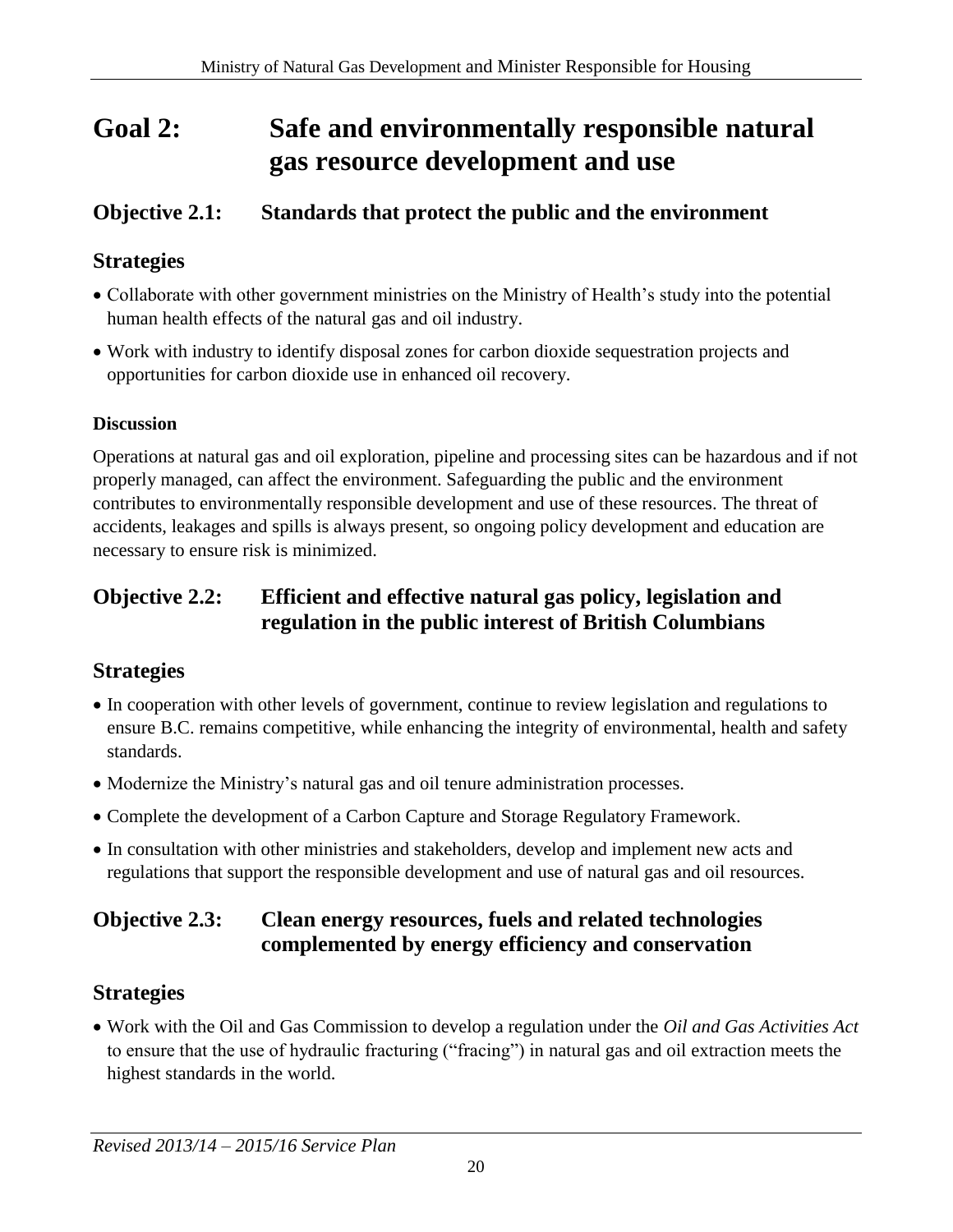# Goal 2: Safe and environmentally responsible natural gas resource development and use

## Objective 2.1: Standards that protect the public and the environment

## Strategies

- Collaborate with other government ministries on the Ministry of Health's study into the potential human health effects of the natural gas and oil industry.
- Work with industry to identify disposal zones for carbon dioxide sequestration projects and opportunities for carbon dioxide use in enhanced oil recovery.

### Discussion

Operations at natural gas and oil exploration, pipeline and processing sites can be hazardous and if not properly managed, can affect the environment. Safeguarding the public and the environment contributes to environmentally responsible development and use of these resources. The threat of accidents, leakages and spills is always present, so ongoing policy development and education are necessary to ensure risk is minimized.

## Objective 2.2: Efficient and effective natural gas policy, legislation and regulation in the public interest of British Columbians

## Strategies

- In cooperation with other levels of government, continue to review legislation and regulations to ensure B.C. remains competitive, while enhancing the integrity of environmental, health and safety standards.
- Modernize the Ministry's natural gas and oil tenure administration processes.
- Complete the development of a Carbon Capture and Storage Regulatory Framework.
- In consultation with other ministries and stakeholders, develop and implement new acts and regulations that support the responsible development and use of natural gas and oil resources.

## Objective 2.3: Clean energy resources, fuels and related technologies complemented by energy efficiency and conservation

## Strategies

- Work with the Oil and Gas Commission to develop a regulation under the *Oil and Gas Activities Act* to ensure that the use of hydraulic fracturing ("fracing") in natural gas and oil extraction meets the highest standards in the world.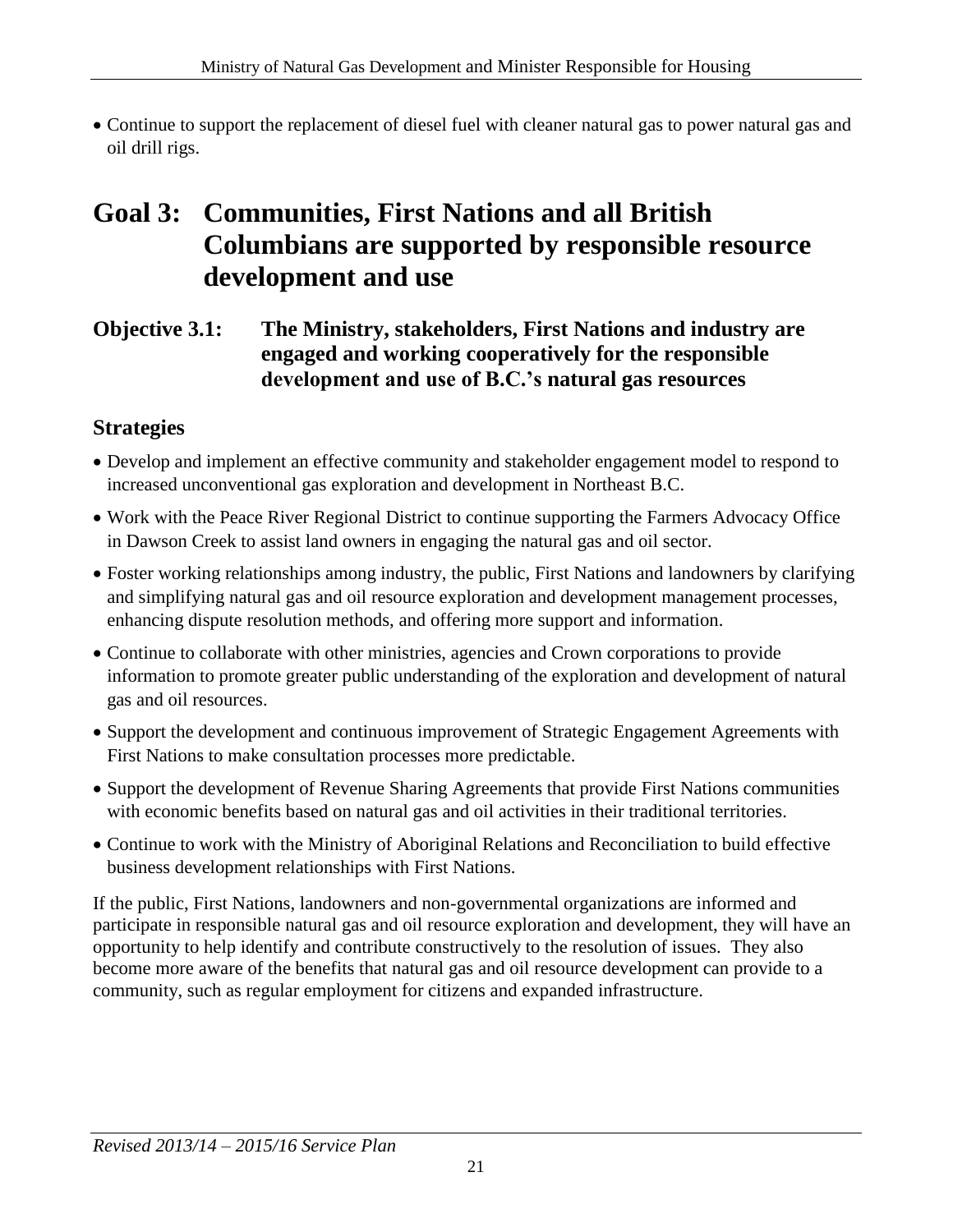- Continue to support the replacement of diesel fuel with cleaner natural gas to power natural gas and oil drill rigs.

## Goal 3: Communities, First Nations and all British Columbians are supported by responsible resource development and use

### Objective 3.1: The Ministry, stakeholders, First Nations and industry are engaged and working cooperatively for the responsible development and use of B.C.'s natural gas resources

#### Strategies

- Develop and implement an effective community and stakeholder engagement model to respond to increased unconventional gas exploration and development in Northeast B.C.
- Work with the Peace River Regional District to continue supporting the Farmers Advocacy Office in Dawson Creek to assist land owners in engaging the natural gas and oil sector.
- Foster working relationships among industry, the public, First Nations and landowners by clarifying and simplifying natural gas and oil resource exploration and development management processes, enhancing dispute resolution methods, and offering more support and information.
- Continue to collaborate with other ministries, agencies and Crown corporations to provide information to promote greater public understanding of the exploration and development of natural gas and oil resources.
- Support the development and continuous improvement of Strategic Engagement Agreements with First Nations to make consultation processes more predictable.
- Support the development of Revenue Sharing Agreements that provide First Nations communities with economic benefits based on natural gas and oil activities in their traditional territories.
- Continue to work with the Ministry of Aboriginal Relations and Reconciliation to build effective business development relationships with First Nations.

If the public, First Nations, landowners and non-governmental organizations are informed and participate in responsible natural gas and oil resource exploration and development, they will have an opportunity to help identify and contribute constructively to the resolution of issues. They also become more aware of the benefits that natural gas and oil resource development can provide to a community, such as regular employment for citizens and expanded infrastructure.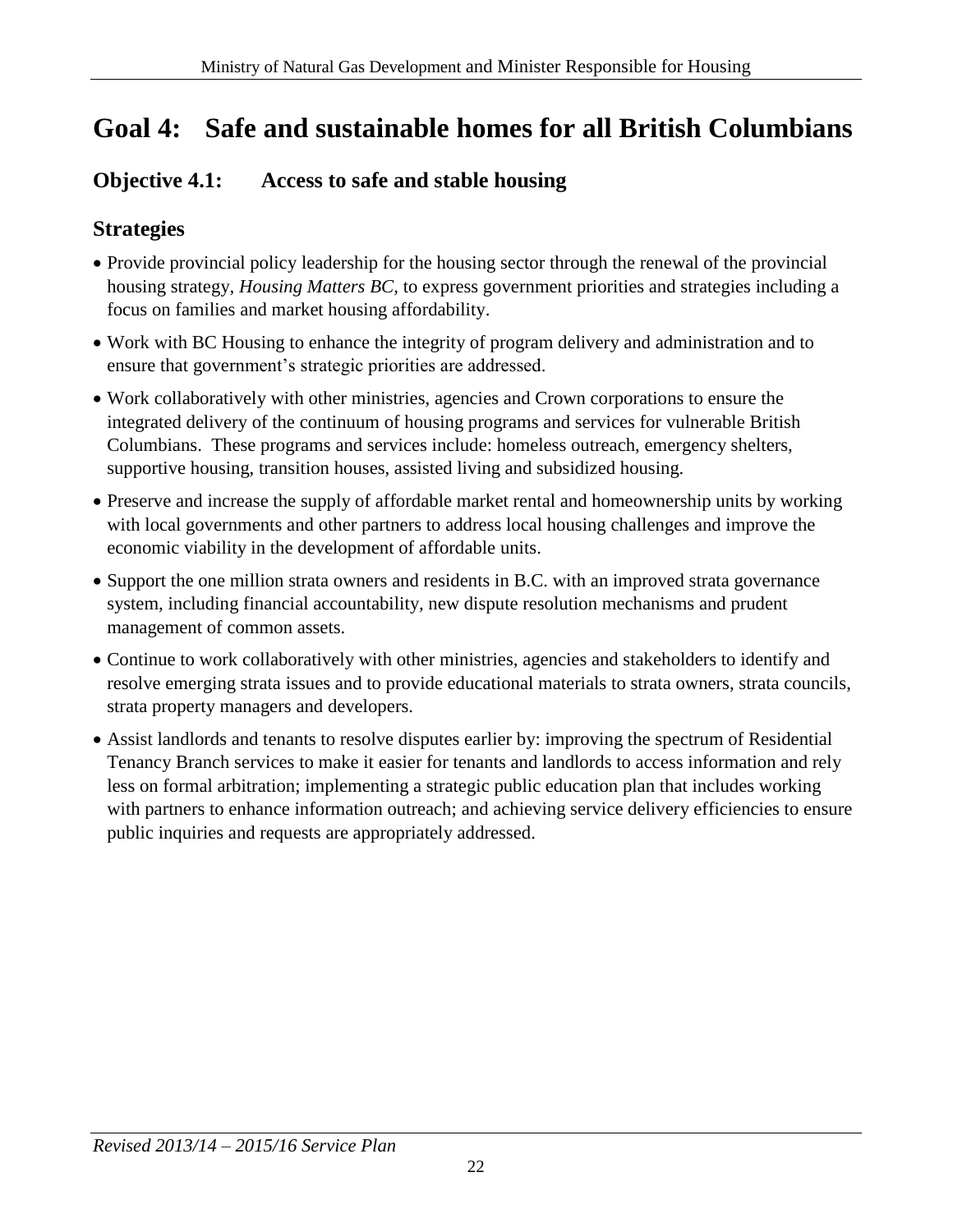# Goal 4: Safe and sustainable homes for all British Columbians

## Objective 4.1: Access to safe and stable housing

### Strategies

- Provide provincial policy leadership for the housing sector through the renewal of the provincial housing strategy, *Housing Matters BC*, to express government priorities and strategies including a focus on families and market housing affordability.
- Work with BC Housing to enhance the integrity of program delivery and administration and to ensure that government's strategic priorities are addressed.
- Work collaboratively with other ministries, agencies and Crown corporations to ensure the integrated delivery of the continuum of housing programs and services for vulnerable British Columbians. These programs and services include: homeless outreach, emergency shelters, supportive housing, transition houses, assisted living and subsidized housing.
- Preserve and increase the supply of affordable market rental and homeownership units by working with local governments and other partners to address local housing challenges and improve the economic viability in the development of affordable units.
- Support the one million strata owners and residents in B.C. with an improved strata governance system, including financial accountability, new dispute resolution mechanisms and prudent management of common assets.
- Continue to work collaboratively with other ministries, agencies and stakeholders to identify and resolve emerging strata issues and to provide educational materials to strata owners, strata councils, strata property managers and developers.
- Assist landlords and tenants to resolve disputes earlier by: improving the spectrum of Residential Tenancy Branch services to make it easier for tenants and landlords to access information and rely less on formal arbitration; implementing a strategic public education plan that includes working with partners to enhance information outreach; and achieving service delivery efficiencies to ensure public inquiries and requests are appropriately addressed.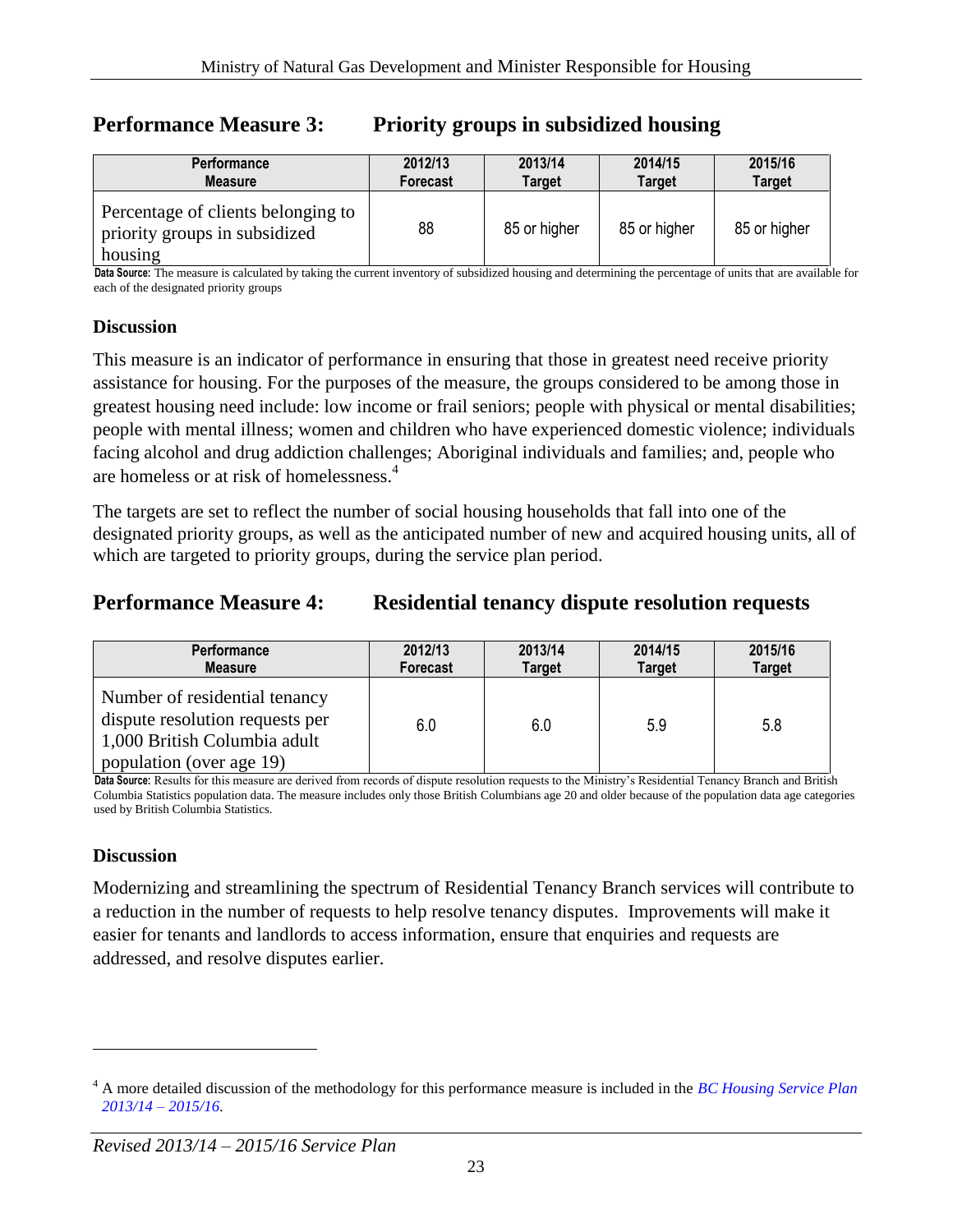## Performance Measure 3: Priority groups in subsidized housing

| Performance Measure | 2012/13 Forecast | 2013/14 Target | 2014/15 Target | 2015/16 Target |
|---|---|---|---|---|
| Percentage of clients belonging to priority groups in subsidized housing | 88 | 85 or higher | 85 or higher | 85 or higher |

**Data Source:** The measure is calculated by taking the current inventory of subsidized housing and determining the percentage of units that are available for each of the designated priority groups

### Discussion

This measure is an indicator of performance in ensuring that those in greatest need receive priority assistance for housing. For the purposes of the measure, the groups considered to be among those in greatest housing need include: low income or frail seniors; people with physical or mental disabilities; people with mental illness; women and children who have experienced domestic violence; individuals facing alcohol and drug addiction challenges; Aboriginal individuals and families; and, people who are homeless or at risk of homelessness.[4]

The targets are set to reflect the number of social housing households that fall into one of the designated priority groups, as well as the anticipated number of new and acquired housing units, all of which are targeted to priority groups, during the service plan period.

## Performance Measure 4: Residential tenancy dispute resolution requests

| Performance Measure | 2012/13 Forecast | 2013/14 Target | 2014/15 Target | 2015/16 Target |
|---|---|---|---|---|
| Number of residential tenancy dispute resolution requests per 1,000 British Columbia adult population (over age 19) | 6.0 | 6.0 | 5.9 | 5.8 |

**Data Source:** Results for this measure are derived from records of dispute resolution requests to the Ministry's Residential Tenancy Branch and British Columbia Statistics population data. The measure includes only those British Columbians age 20 and older because of the population data age categories used by British Columbia Statistics.

### Discussion

Modernizing and streamlining the spectrum of Residential Tenancy Branch services will contribute to a reduction in the number of requests to help resolve tenancy disputes. Improvements will make it easier for tenants and landlords to access information, ensure that enquiries and requests are addressed, and resolve disputes earlier.

---

[4] A more detailed discussion of the methodology for this performance measure is included in the *BC Housing Service Plan 2013/14 – 2015/16*.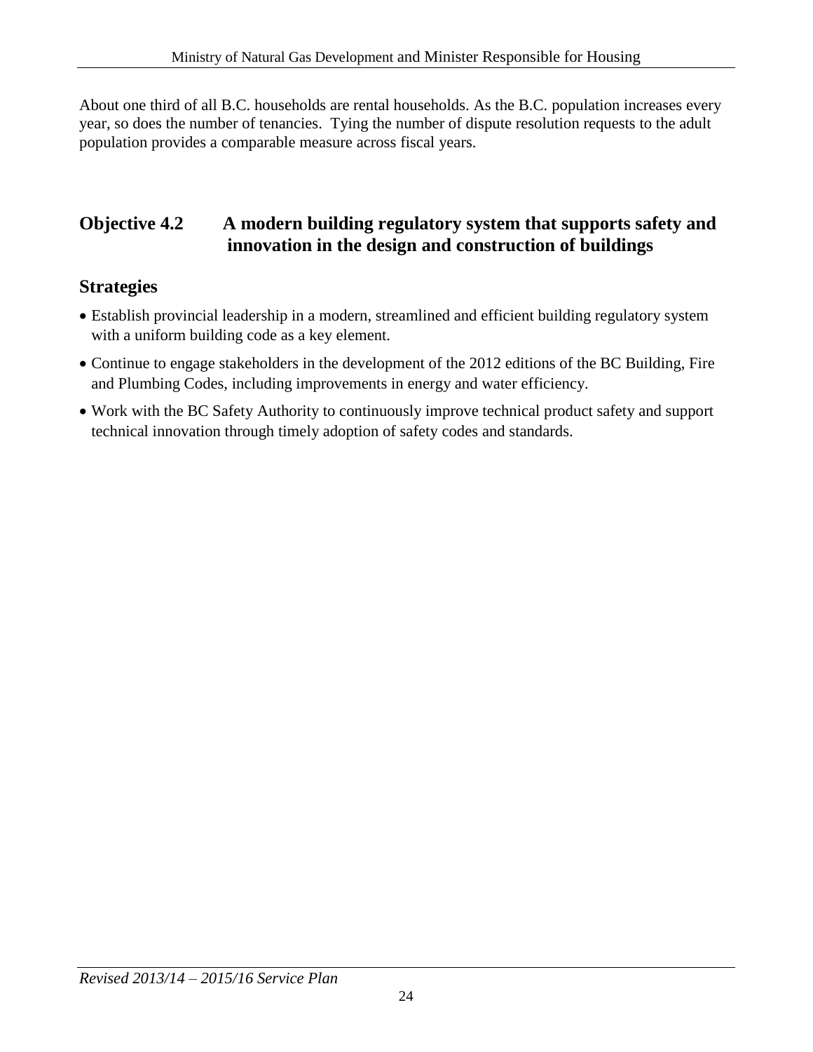About one third of all B.C. households are rental households. As the B.C. population increases every year, so does the number of tenancies. Tying the number of dispute resolution requests to the adult population provides a comparable measure across fiscal years.

## Objective 4.2 A modern building regulatory system that supports safety and innovation in the design and construction of buildings

### Strategies

- Establish provincial leadership in a modern, streamlined and efficient building regulatory system with a uniform building code as a key element.
- Continue to engage stakeholders in the development of the 2012 editions of the BC Building, Fire and Plumbing Codes, including improvements in energy and water efficiency.
- Work with the BC Safety Authority to continuously improve technical product safety and support technical innovation through timely adoption of safety codes and standards.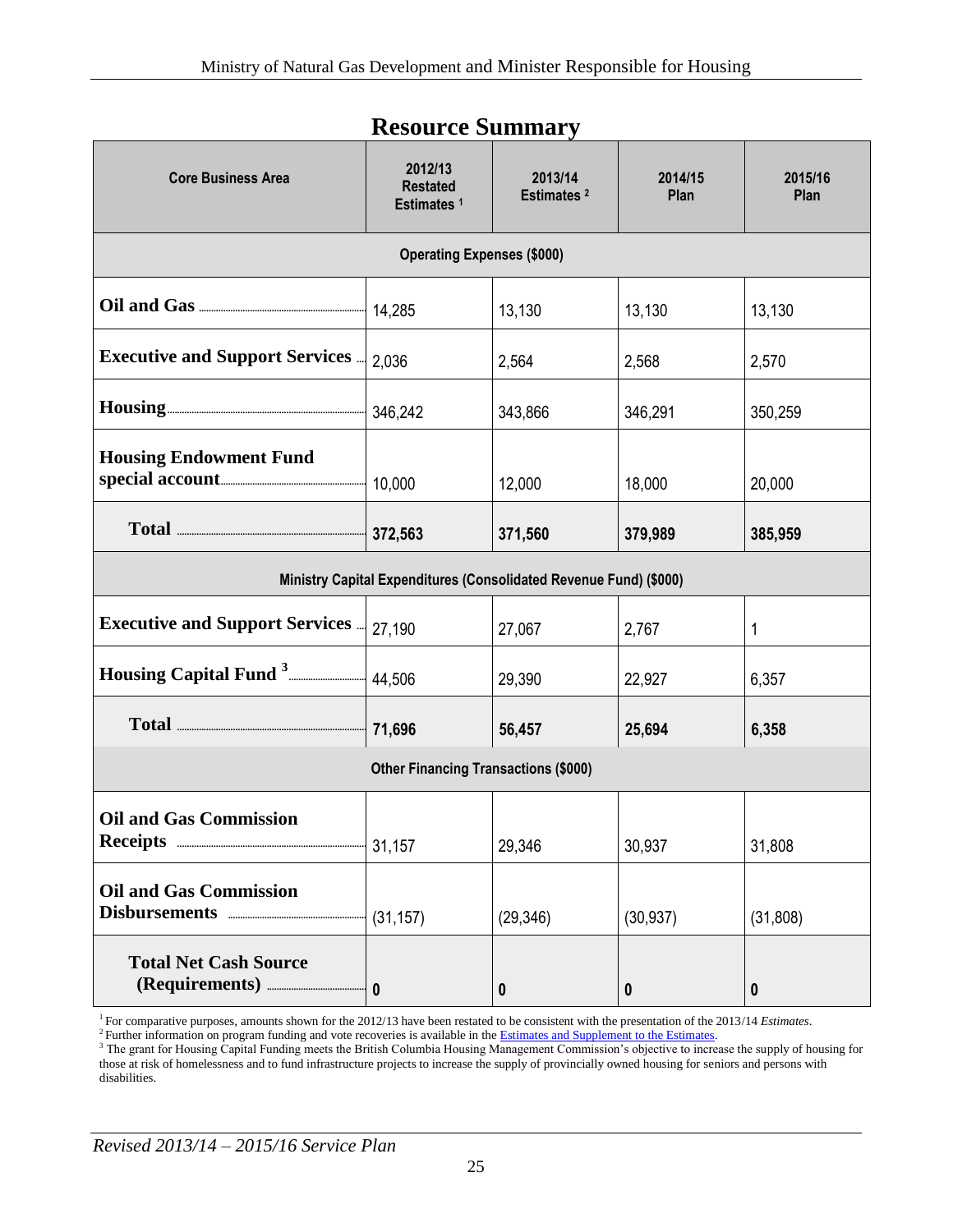## Resource Summary

| Core Business Area | 2012/13 Restated Estimates [1] | 2013/14 Estimates [2] | 2014/15 Plan | 2015/16 Plan |
|---|---|---|---|---|
| **Operating Expenses ($000)** | | | | |
| Oil and Gas | 14,285 | 13,130 | 13,130 | 13,130 |
| Executive and Support Services | 2,036 | 2,564 | 2,568 | 2,570 |
| Housing | 346,242 | 343,866 | 346,291 | 350,259 |
| Housing Endowment Fund special account | 10,000 | 12,000 | 18,000 | 20,000 |
| **Total** | **372,563** | **371,560** | **379,989** | **385,959** |
| **Ministry Capital Expenditures (Consolidated Revenue Fund) ($000)** | | | | |
| Executive and Support Services | 27,190 | 27,067 | 2,767 | 1 |
| Housing Capital Fund [3] | 44,506 | 29,390 | 22,927 | 6,357 |
| **Total** | **71,696** | **56,457** | **25,694** | **6,358** |
| **Other Financing Transactions ($000)** | | | | |
| Oil and Gas Commission Receipts | 31,157 | 29,346 | 30,937 | 31,808 |
| Oil and Gas Commission Disbursements | (31,157) | (29,346) | (30,937) | (31,808) |
| **Total Net Cash Source (Requirements)** | **0** | **0** | **0** | **0** |

[1] For comparative purposes, amounts shown for the 2012/13 have been restated to be consistent with the presentation of the 2013/14 *Estimates*.

[2] Further information on program funding and vote recoveries is available in the Estimates and Supplement to the Estimates.

[3] The grant for Housing Capital Funding meets the British Columbia Housing Management Commission's objective to increase the supply of housing for those at risk of homelessness and to fund infrastructure projects to increase the supply of provincially owned housing for seniors and persons with disabilities.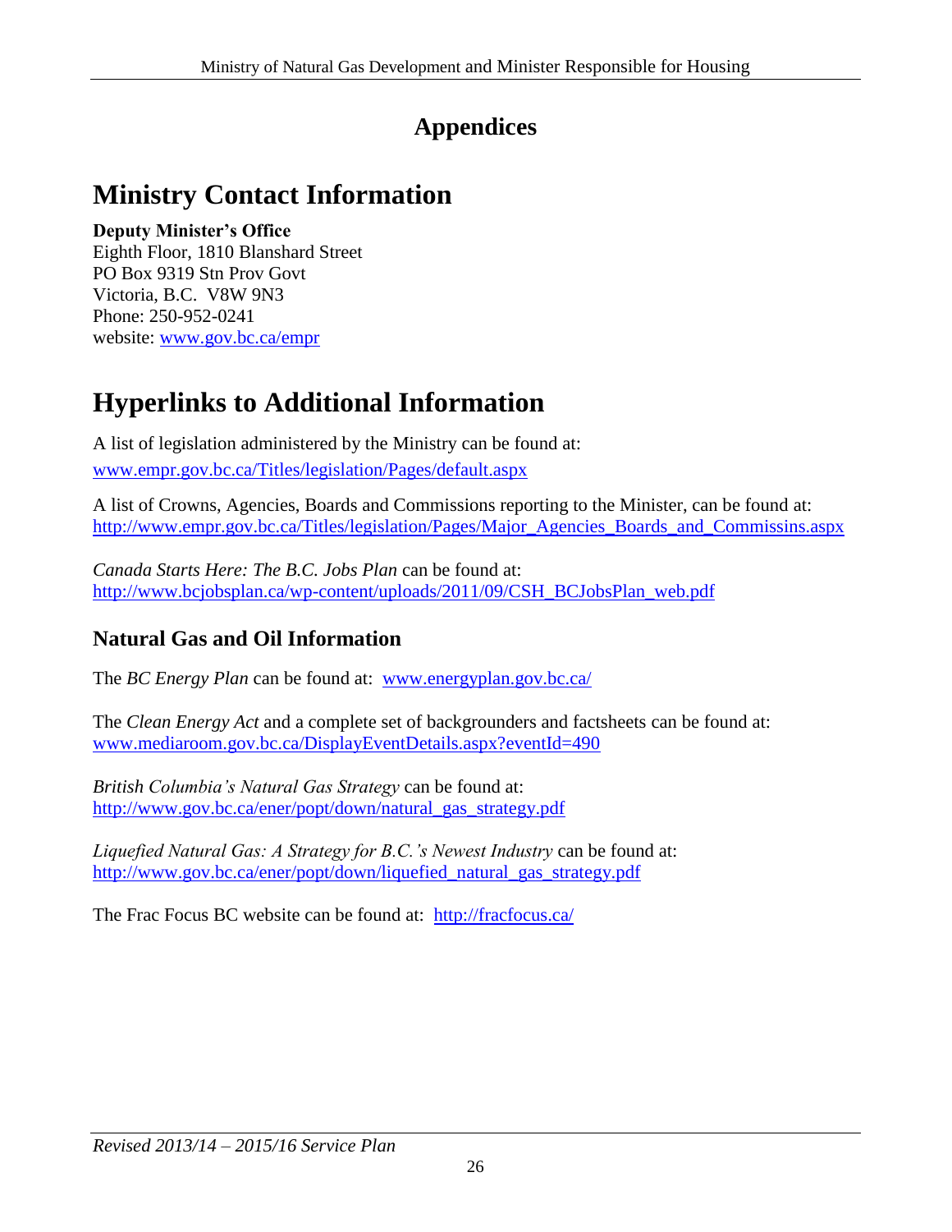# Appendices

## Ministry Contact Information

**Deputy Minister's Office**
Eighth Floor, 1810 Blanshard Street
PO Box 9319 Stn Prov Govt
Victoria, B.C.  V8W 9N3
Phone: 250-952-0241
website: www.gov.bc.ca/empr

## Hyperlinks to Additional Information

A list of legislation administered by the Ministry can be found at:
www.empr.gov.bc.ca/Titles/legislation/Pages/default.aspx

A list of Crowns, Agencies, Boards and Commissions reporting to the Minister, can be found at:
http://www.empr.gov.bc.ca/Titles/legislation/Pages/Major_Agencies_Boards_and_Commissins.aspx

*Canada Starts Here: The B.C. Jobs Plan* can be found at:
http://www.bcjobsplan.ca/wp-content/uploads/2011/09/CSH_BCJobsPlan_web.pdf

### Natural Gas and Oil Information

The *BC Energy Plan* can be found at: www.energyplan.gov.bc.ca/

The *Clean Energy Act* and a complete set of backgrounders and factsheets can be found at:
www.mediaroom.gov.bc.ca/DisplayEventDetails.aspx?eventId=490

*British Columbia's Natural Gas Strategy* can be found at:
http://www.gov.bc.ca/ener/popt/down/natural_gas_strategy.pdf

*Liquefied Natural Gas: A Strategy for B.C.'s Newest Industry* can be found at:
http://www.gov.bc.ca/ener/popt/down/liquefied_natural_gas_strategy.pdf

The Frac Focus BC website can be found at: http://fracfocus.ca/